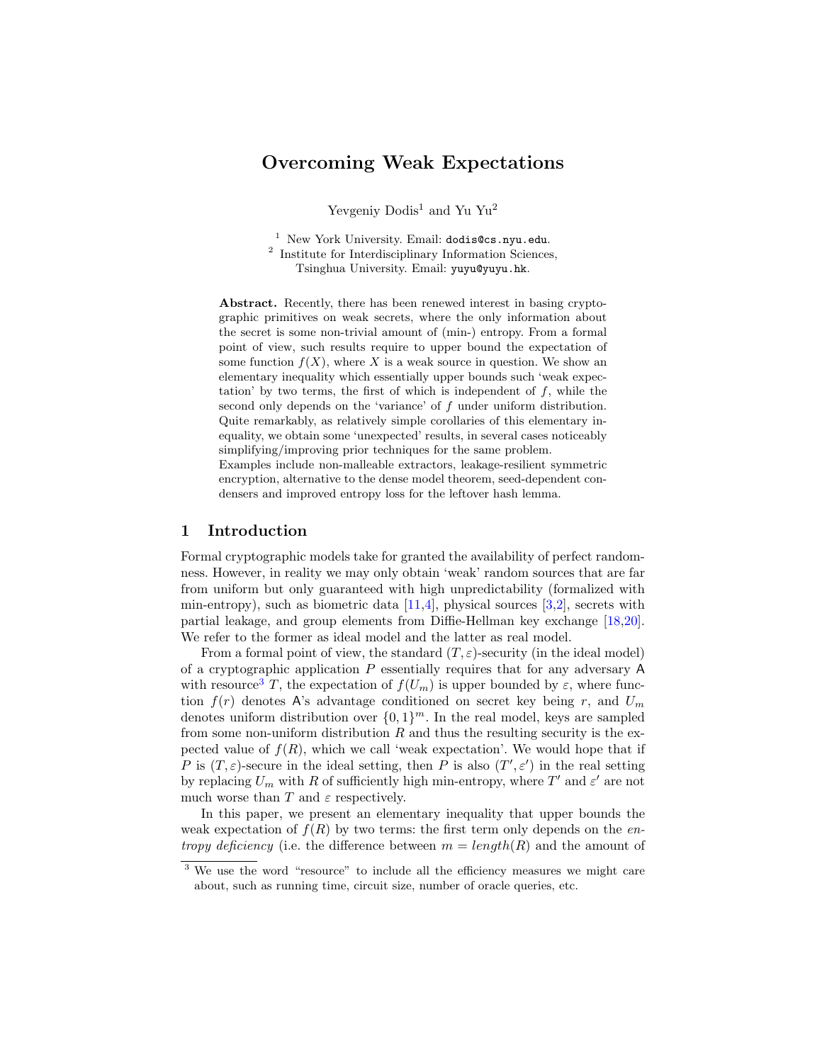# Overcoming Weak Expectations

Yevgeniy Dodis[1] and Yu Yu[2]

[1] New York University. Email: `dodis@cs.nyu.edu`.
[2] Institute for Interdisciplinary Information Sciences, Tsinghua University. Email: `yuyu@yuyu.hk`.

**Abstract.** Recently, there has been renewed interest in basing cryptographic primitives on weak secrets, where the only information about the secret is some non-trivial amount of (min-) entropy. From a formal point of view, such results require to upper bound the expectation of some function $f(X)$, where $X$ is a weak source in question. We show an elementary inequality which essentially upper bounds such 'weak expectation' by two terms, the first of which is independent of $f$, while the second only depends on the 'variance' of $f$ under uniform distribution. Quite remarkably, as relatively simple corollaries of this elementary inequality, we obtain some 'unexpected' results, in several cases noticeably simplifying/improving prior techniques for the same problem.
Examples include non-malleable extractors, leakage-resilient symmetric encryption, alternative to the dense model theorem, seed-dependent condensers and improved entropy loss for the leftover hash lemma.

## 1 Introduction

Formal cryptographic models take for granted the availability of perfect randomness. However, in reality we may only obtain 'weak' random sources that are far from uniform but only guaranteed with high unpredictability (formalized with min-entropy), such as biometric data [11,4], physical sources [3,2], secrets with partial leakage, and group elements from Diffie-Hellman key exchange [18,20]. We refer to the former as ideal model and the latter as real model.

From a formal point of view, the standard $(T, \varepsilon)$-security (in the ideal model) of a cryptographic application $P$ essentially requires that for any adversary $\mathsf{A}$ with resource[3] $T$, the expectation of $f(U_m)$ is upper bounded by $\varepsilon$, where function $f(r)$ denotes $\mathsf{A}$'s advantage conditioned on secret key being $r$, and $U_m$ denotes uniform distribution over $\{0,1\}^m$. In the real model, keys are sampled from some non-uniform distribution $R$ and thus the resulting security is the expected value of $f(R)$, which we call 'weak expectation'. We would hope that if $P$ is $(T, \varepsilon)$-secure in the ideal setting, then $P$ is also $(T', \varepsilon')$ in the real setting by replacing $U_m$ with $R$ of sufficiently high min-entropy, where $T'$ and $\varepsilon'$ are not much worse than $T$ and $\varepsilon$ respectively.

In this paper, we present an elementary inequality that upper bounds the weak expectation of $f(R)$ by two terms: the first term only depends on the *entropy deficiency* (i.e. the difference between $m = length(R)$ and the amount of

[3] We use the word "resource" to include all the efficiency measures we might care about, such as running time, circuit size, number of oracle queries, etc.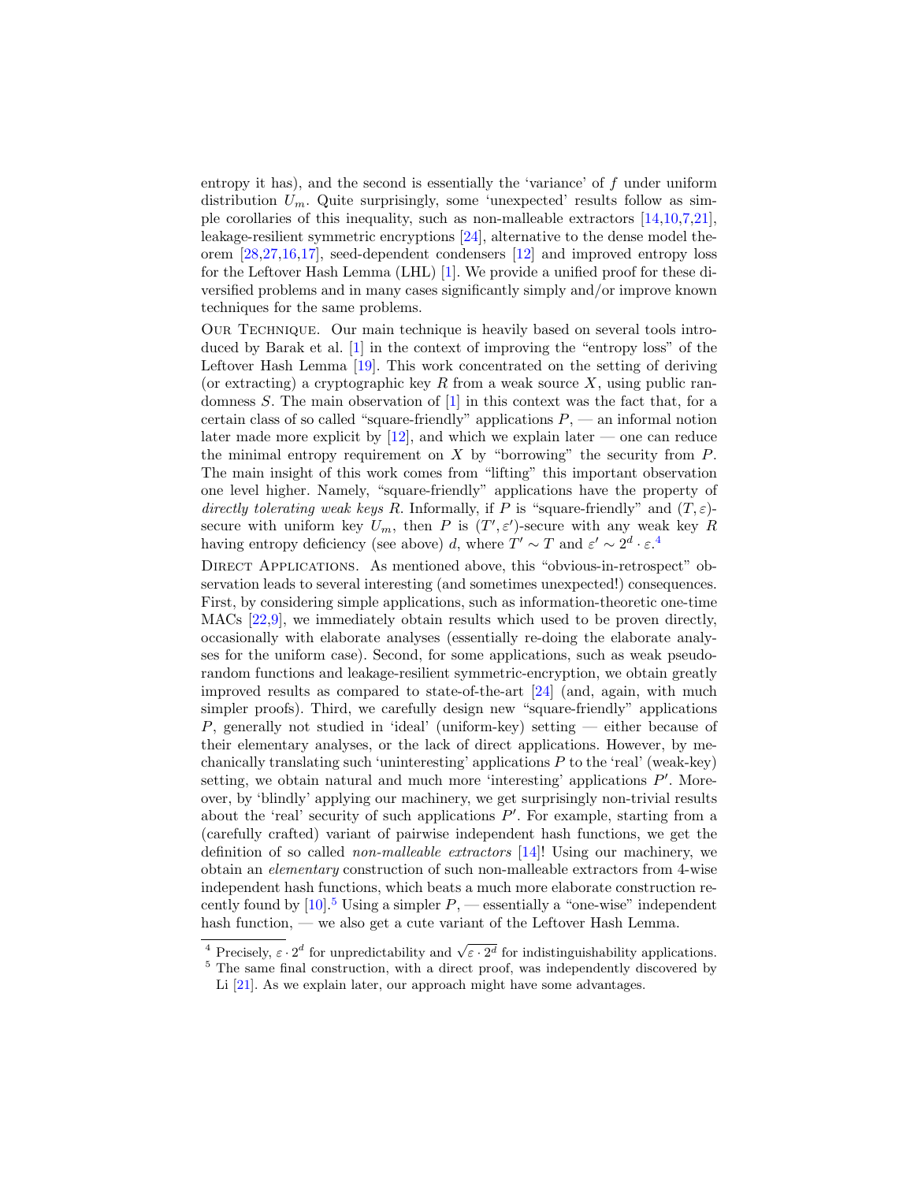entropy it has), and the second is essentially the 'variance' of $f$ under uniform distribution $U_m$. Quite surprisingly, some 'unexpected' results follow as simple corollaries of this inequality, such as non-malleable extractors [14,10,7,21], leakage-resilient symmetric encryptions [24], alternative to the dense model theorem [28,27,16,17], seed-dependent condensers [12] and improved entropy loss for the Leftover Hash Lemma (LHL) [1]. We provide a unified proof for these diversified problems and in many cases significantly simply and/or improve known techniques for the same problems.

Our Technique. Our main technique is heavily based on several tools introduced by Barak et al. [1] in the context of improving the "entropy loss" of the Leftover Hash Lemma [19]. This work concentrated on the setting of deriving (or extracting) a cryptographic key $R$ from a weak source $X$, using public randomness $S$. The main observation of [1] in this context was the fact that, for a certain class of so called "square-friendly" applications $P$, — an informal notion later made more explicit by [12], and which we explain later — one can reduce the minimal entropy requirement on $X$ by "borrowing" the security from $P$. The main insight of this work comes from "lifting" this important observation one level higher. Namely, "square-friendly" applications have the property of *directly tolerating weak keys* $R$. Informally, if $P$ is "square-friendly" and $(T, \varepsilon)$-secure with uniform key $U_m$, then $P$ is $(T', \varepsilon')$-secure with any weak key $R$ having entropy deficiency (see above) $d$, where $T' \sim T$ and $\varepsilon' \sim 2^d \cdot \varepsilon$.[4]

Direct Applications. As mentioned above, this "obvious-in-retrospect" observation leads to several interesting (and sometimes unexpected!) consequences. First, by considering simple applications, such as information-theoretic one-time MACs [22,9], we immediately obtain results which used to be proven directly, occasionally with elaborate analyses (essentially re-doing the elaborate analyses for the uniform case). Second, for some applications, such as weak pseudorandom functions and leakage-resilient symmetric-encryption, we obtain greatly improved results as compared to state-of-the-art [24] (and, again, with much simpler proofs). Third, we carefully design new "square-friendly" applications $P$, generally not studied in 'ideal' (uniform-key) setting — either because of their elementary analyses, or the lack of direct applications. However, by mechanically translating such 'uninteresting' applications $P$ to the 'real' (weak-key) setting, we obtain natural and much more 'interesting' applications $P'$. Moreover, by 'blindly' applying our machinery, we get surprisingly non-trivial results about the 'real' security of such applications $P'$. For example, starting from a (carefully crafted) variant of pairwise independent hash functions, we get the definition of so called *non-malleable extractors* [14]! Using our machinery, we obtain an *elementary* construction of such non-malleable extractors from 4-wise independent hash functions, which beats a much more elaborate construction recently found by [10].[5] Using a simpler $P$, — essentially a "one-wise" independent hash function, — we also get a cute variant of the Leftover Hash Lemma.

[4] Precisely, $\varepsilon \cdot 2^d$ for unpredictability and $\sqrt{\varepsilon \cdot 2^d}$ for indistinguishability applications.

[5] The same final construction, with a direct proof, was independently discovered by Li [21]. As we explain later, our approach might have some advantages.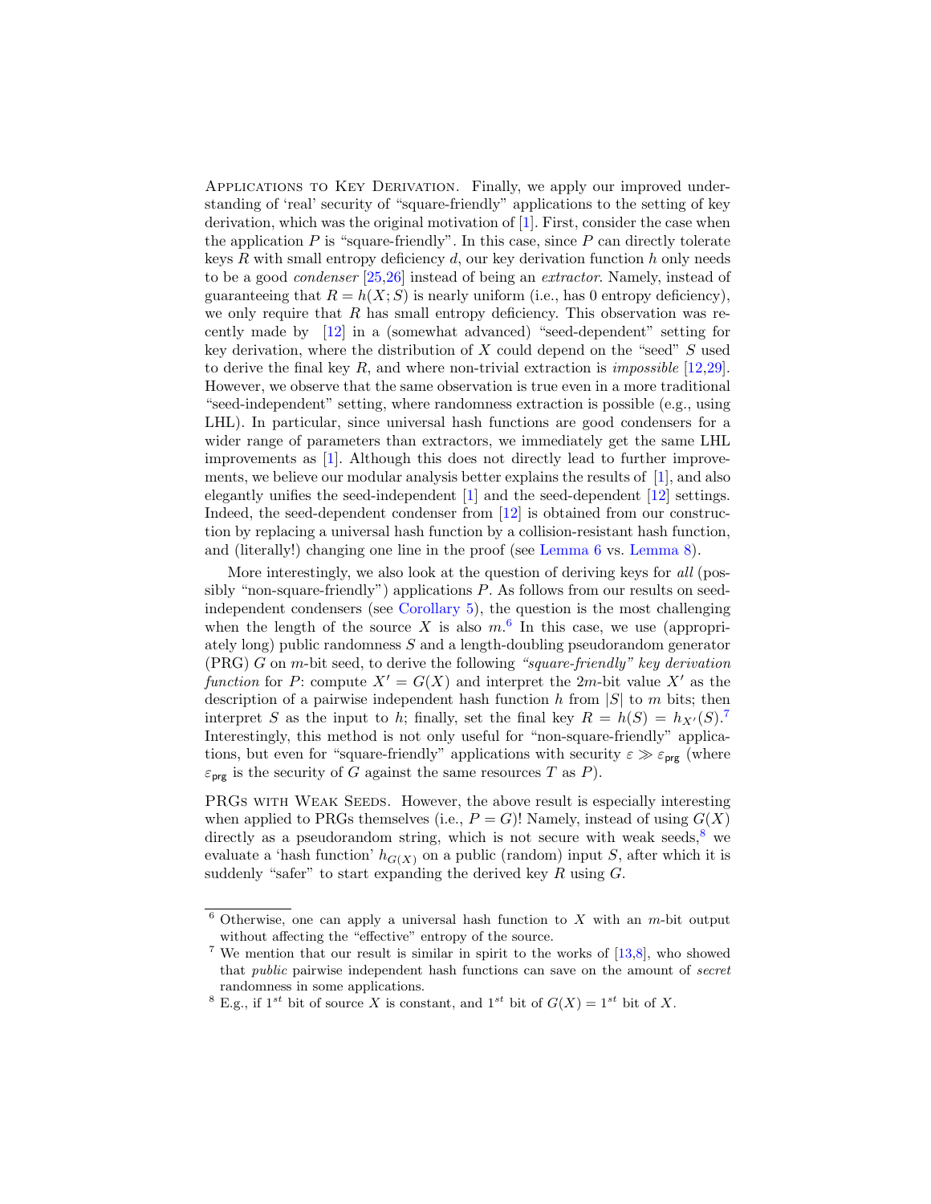**Applications to Key Derivation.** Finally, we apply our improved understanding of 'real' security of "square-friendly" applications to the setting of key derivation, which was the original motivation of [1]. First, consider the case when the application $P$ is "square-friendly". In this case, since $P$ can directly tolerate keys $R$ with small entropy deficiency $d$, our key derivation function $h$ only needs to be a good *condenser* [25,26] instead of being an *extractor*. Namely, instead of guaranteeing that $R = h(X; S)$ is nearly uniform (i.e., has 0 entropy deficiency), we only require that $R$ has small entropy deficiency. This observation was recently made by [12] in a (somewhat advanced) "seed-dependent" setting for key derivation, where the distribution of $X$ could depend on the "seed" $S$ used to derive the final key $R$, and where non-trivial extraction is *impossible* [12,29]. However, we observe that the same observation is true even in a more traditional "seed-independent" setting, where randomness extraction is possible (e.g., using LHL). In particular, since universal hash functions are good condensers for a wider range of parameters than extractors, we immediately get the same LHL improvements as [1]. Although this does not directly lead to further improvements, we believe our modular analysis better explains the results of [1], and also elegantly unifies the seed-independent [1] and the seed-dependent [12] settings. Indeed, the seed-dependent condenser from [12] is obtained from our construction by replacing a universal hash function by a collision-resistant hash function, and (literally!) changing one line in the proof (see Lemma 6 vs. Lemma 8).

More interestingly, we also look at the question of deriving keys for *all* (possibly "non-square-friendly") applications $P$. As follows from our results on seed-independent condensers (see Corollary 5), the question is the most challenging when the length of the source $X$ is also $m$.[6] In this case, we use (appropriately long) public randomness $S$ and a length-doubling pseudorandom generator (PRG) $G$ on $m$-bit seed, to derive the following *"square-friendly" key derivation function* for $P$: compute $X' = G(X)$ and interpret the $2m$-bit value $X'$ as the description of a pairwise independent hash function $h$ from $|S|$ to $m$ bits; then interpret $S$ as the input to $h$; finally, set the final key $R = h(S) = h_{X'}(S)$.[7] Interestingly, this method is not only useful for "non-square-friendly" applications, but even for "square-friendly" applications with security $\varepsilon \gg \varepsilon_{\mathsf{prg}}$ (where $\varepsilon_{\mathsf{prg}}$ is the security of $G$ against the same resources $T$ as $P$).

**PRGs with Weak Seeds.** However, the above result is especially interesting when applied to PRGs themselves (i.e., $P = G$)! Namely, instead of using $G(X)$ directly as a pseudorandom string, which is not secure with weak seeds,[8] we evaluate a 'hash function' $h_{G(X)}$ on a public (random) input $S$, after which it is suddenly "safer" to start expanding the derived key $R$ using $G$.

---

[6] Otherwise, one can apply a universal hash function to $X$ with an $m$-bit output without affecting the "effective" entropy of the source.

[7] We mention that our result is similar in spirit to the works of [13,8], who showed that *public* pairwise independent hash functions can save on the amount of *secret* randomness in some applications.

[8] E.g., if $1^{st}$ bit of source $X$ is constant, and $1^{st}$ bit of $G(X) = 1^{st}$ bit of $X$.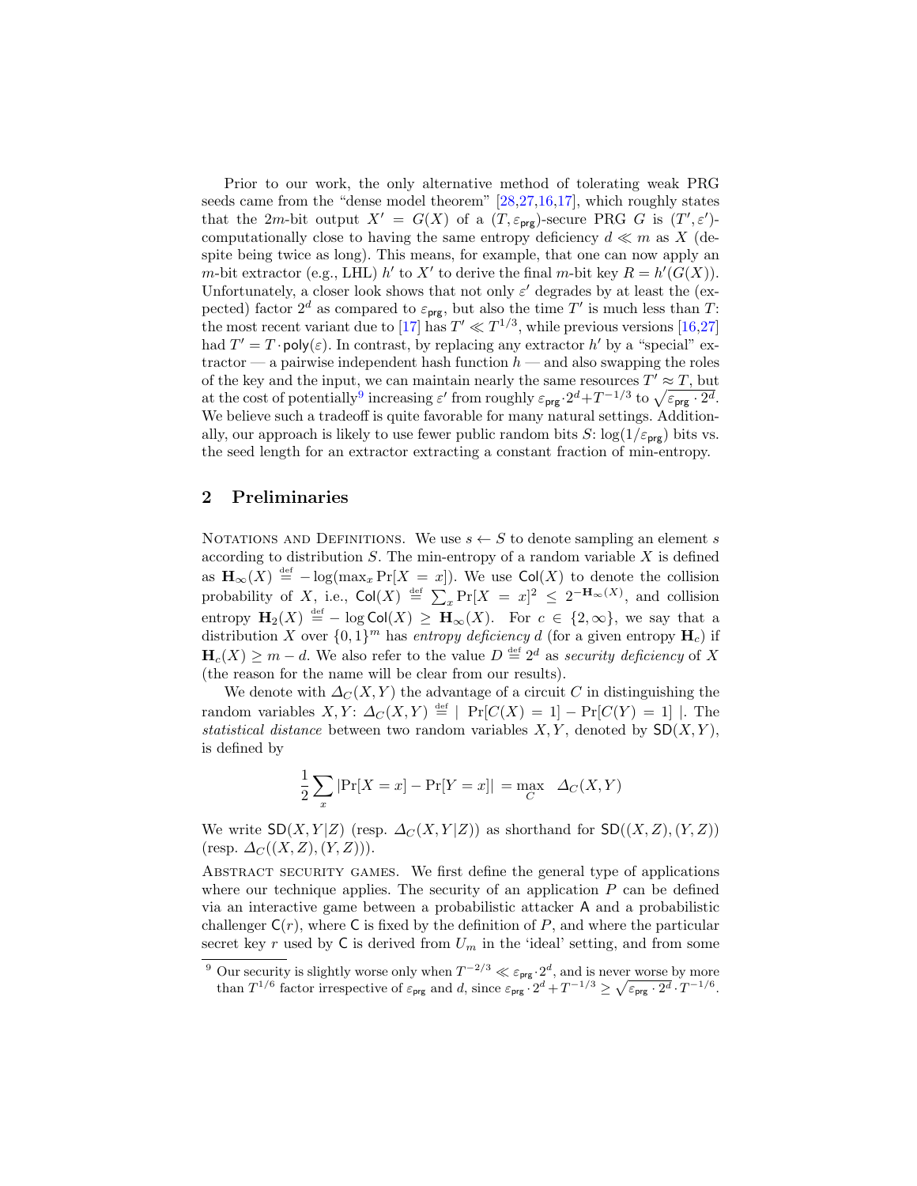Prior to our work, the only alternative method of tolerating weak PRG seeds came from the "dense model theorem" [28,27,16,17], which roughly states that the $2m$-bit output $X' = G(X)$ of a $(T, \varepsilon_{\mathsf{prg}})$-secure PRG $G$ is $(T', \varepsilon')$-computationally close to having the same entropy deficiency $d \ll m$ as $X$ (despite being twice as long). This means, for example, that one can now apply an $m$-bit extractor (e.g., LHL) $h'$ to $X'$ to derive the final $m$-bit key $R = h'(G(X))$. Unfortunately, a closer look shows that not only $\varepsilon'$ degrades by at least the (expected) factor $2^d$ as compared to $\varepsilon_{\mathsf{prg}}$, but also the time $T'$ is much less than $T$: the most recent variant due to [17] has $T' \ll T^{1/3}$, while previous versions [16,27] had $T' = T \cdot \mathsf{poly}(\varepsilon)$. In contrast, by replacing any extractor $h'$ by a "special" extractor — a pairwise independent hash function $h$ — and also swapping the roles of the key and the input, we can maintain nearly the same resources $T' \approx T$, but at the cost of potentially[9] increasing $\varepsilon'$ from roughly $\varepsilon_{\mathsf{prg}} \cdot 2^d + T^{-1/3}$ to $\sqrt{\varepsilon_{\mathsf{prg}} \cdot 2^d}$. We believe such a tradeoff is quite favorable for many natural settings. Additionally, our approach is likely to use fewer public random bits $S$: $\log(1/\varepsilon_{\mathsf{prg}})$ bits vs. the seed length for an extractor extracting a constant fraction of min-entropy.

## 2 Preliminaries

Notations and Definitions. We use $s \leftarrow S$ to denote sampling an element $s$ according to distribution $S$. The min-entropy of a random variable $X$ is defined as $\mathbf{H}_\infty(X) \stackrel{\text{def}}{=} -\log(\max_x \Pr[X = x])$. We use $\mathsf{Col}(X)$ to denote the collision probability of $X$, i.e., $\mathsf{Col}(X) \stackrel{\text{def}}{=} \sum_x \Pr[X = x]^2 \leq 2^{-\mathbf{H}_\infty(X)}$, and collision entropy $\mathbf{H}_2(X) \stackrel{\text{def}}{=} -\log \mathsf{Col}(X) \geq \mathbf{H}_\infty(X)$. For $c \in \{2, \infty\}$, we say that a distribution $X$ over $\{0,1\}^m$ has *entropy deficiency* $d$ (for a given entropy $\mathbf{H}_c$) if $\mathbf{H}_c(X) \geq m - d$. We also refer to the value $D \stackrel{\text{def}}{=} 2^d$ as *security deficiency* of $X$ (the reason for the name will be clear from our results).

We denote with $\Delta_C(X,Y)$ the advantage of a circuit $C$ in distinguishing the random variables $X, Y$: $\Delta_C(X,Y) \stackrel{\text{def}}{=} |\ \Pr[C(X) = 1] - \Pr[C(Y) = 1]\ |$. The *statistical distance* between two random variables $X, Y$, denoted by $\mathsf{SD}(X,Y)$, is defined by

$$\frac{1}{2}\sum_x |\Pr[X = x] - \Pr[Y = x]| = \max_C \quad \Delta_C(X,Y)$$

We write $\mathsf{SD}(X,Y|Z)$ (resp. $\Delta_C(X,Y|Z)$) as shorthand for $\mathsf{SD}((X,Z),(Y,Z))$ (resp. $\Delta_C((X,Z),(Y,Z))$).

Abstract security games. We first define the general type of applications where our technique applies. The security of an application $P$ can be defined via an interactive game between a probabilistic attacker $\mathsf{A}$ and a probabilistic challenger $\mathsf{C}(r)$, where $\mathsf{C}$ is fixed by the definition of $P$, and where the particular secret key $r$ used by $\mathsf{C}$ is derived from $U_m$ in the 'ideal' setting, and from some

[9] Our security is slightly worse only when $T^{-2/3} \ll \varepsilon_{\mathsf{prg}} \cdot 2^d$, and is never worse by more than $T^{1/6}$ factor irrespective of $\varepsilon_{\mathsf{prg}}$ and $d$, since $\varepsilon_{\mathsf{prg}} \cdot 2^d + T^{-1/3} \geq \sqrt{\varepsilon_{\mathsf{prg}} \cdot 2^d} \cdot T^{-1/6}$.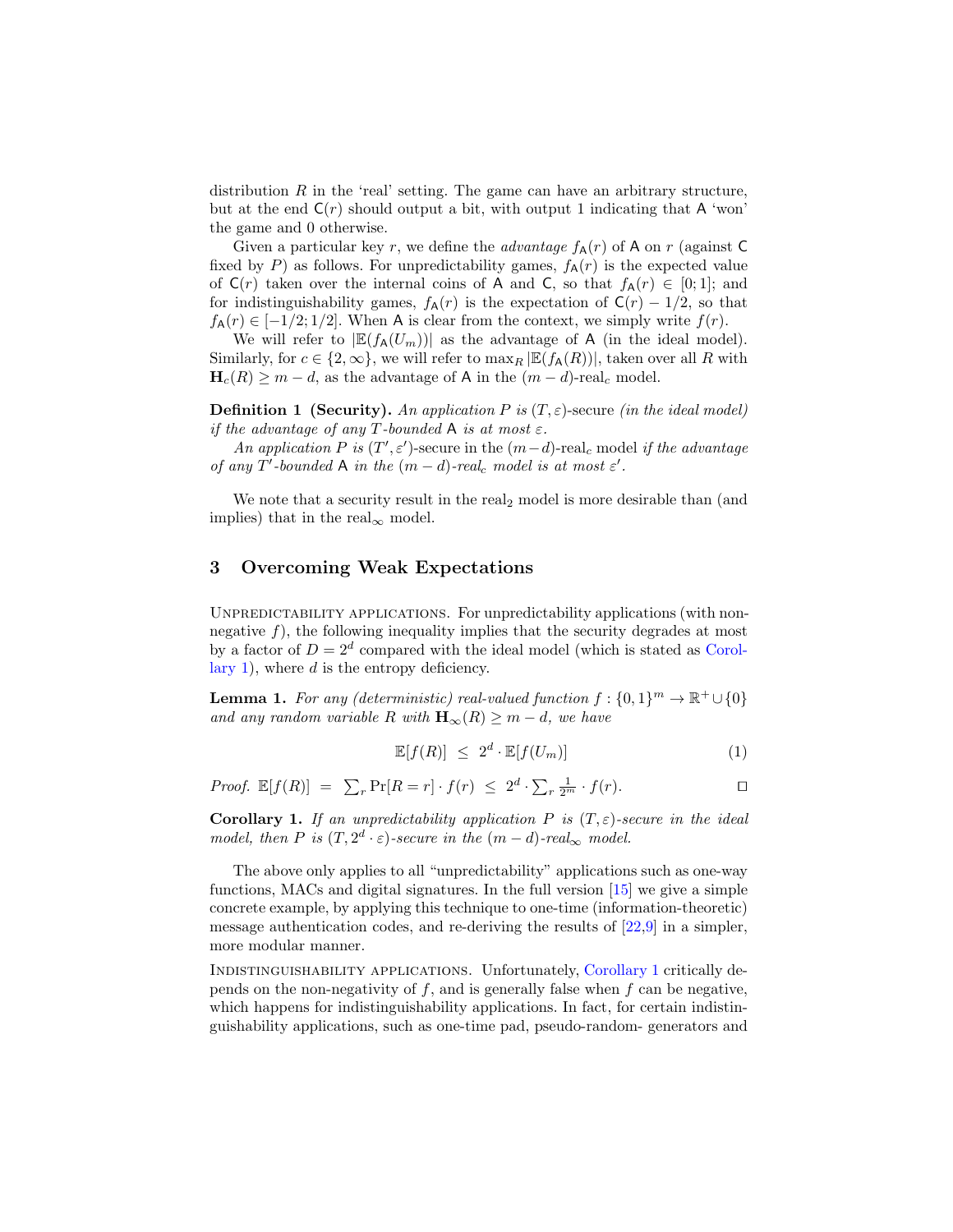distribution $R$ in the 'real' setting. The game can have an arbitrary structure, but at the end $\mathsf{C}(r)$ should output a bit, with output 1 indicating that $\mathsf{A}$ 'won' the game and 0 otherwise.

Given a particular key $r$, we define the *advantage* $f_{\mathsf{A}}(r)$ of $\mathsf{A}$ on $r$ (against $\mathsf{C}$ fixed by $P$) as follows. For unpredictability games, $f_{\mathsf{A}}(r)$ is the expected value of $\mathsf{C}(r)$ taken over the internal coins of $\mathsf{A}$ and $\mathsf{C}$, so that $f_{\mathsf{A}}(r) \in [0;1]$; and for indistinguishability games, $f_{\mathsf{A}}(r)$ is the expectation of $\mathsf{C}(r) - 1/2$, so that $f_{\mathsf{A}}(r) \in [-1/2;1/2]$. When $\mathsf{A}$ is clear from the context, we simply write $f(r)$.

We will refer to $|\mathbb{E}(f_{\mathsf{A}}(U_m))|$ as the advantage of $\mathsf{A}$ (in the ideal model). Similarly, for $c \in \{2, \infty\}$, we will refer to $\max_R |\mathbb{E}(f_{\mathsf{A}}(R))|$, taken over all $R$ with $\mathbf{H}_c(R) \geq m - d$, as the advantage of $\mathsf{A}$ in the $(m-d)$-real$_c$ model.

**Definition 1 (Security).** *An application $P$ is* $(T, \varepsilon)$-secure *(in the ideal model) if the advantage of any $T$-bounded $\mathsf{A}$ is at most $\varepsilon$.*

*An application $P$ is* $(T', \varepsilon')$-secure in the $(m-d)$-real$_c$ model *if the advantage of any $T'$-bounded $\mathsf{A}$ in the $(m-d)$-real$_c$ model is at most $\varepsilon'$.*

We note that a security result in the real$_2$ model is more desirable than (and implies) that in the real$_\infty$ model.

## 3 Overcoming Weak Expectations

Unpredictability applications. For unpredictability applications (with non-negative $f$), the following inequality implies that the security degrades at most by a factor of $D = 2^d$ compared with the ideal model (which is stated as Corollary 1), where $d$ is the entropy deficiency.

**Lemma 1.** *For any (deterministic) real-valued function $f : \{0,1\}^m \to \mathbb{R}^+ \cup \{0\}$ and any random variable $R$ with $\mathbf{H}_\infty(R) \geq m - d$, we have*

$$\mathbb{E}[f(R)] \;\leq\; 2^d \cdot \mathbb{E}[f(U_m)] \tag{1}$$

*Proof.* $\mathbb{E}[f(R)] \;=\; \sum_r \Pr[R = r] \cdot f(r) \;\leq\; 2^d \cdot \sum_r \frac{1}{2^m} \cdot f(r)$. □

**Corollary 1.** *If an unpredictability application $P$ is $(T, \varepsilon)$-secure in the ideal model, then $P$ is $(T, 2^d \cdot \varepsilon)$-secure in the $(m-d)$-real$_\infty$ model.*

The above only applies to all "unpredictability" applications such as one-way functions, MACs and digital signatures. In the full version [15] we give a simple concrete example, by applying this technique to one-time (information-theoretic) message authentication codes, and re-deriving the results of [22,9] in a simpler, more modular manner.

Indistinguishability applications. Unfortunately, Corollary 1 critically depends on the non-negativity of $f$, and is generally false when $f$ can be negative, which happens for indistinguishability applications. In fact, for certain indistinguishability applications, such as one-time pad, pseudo-random- generators and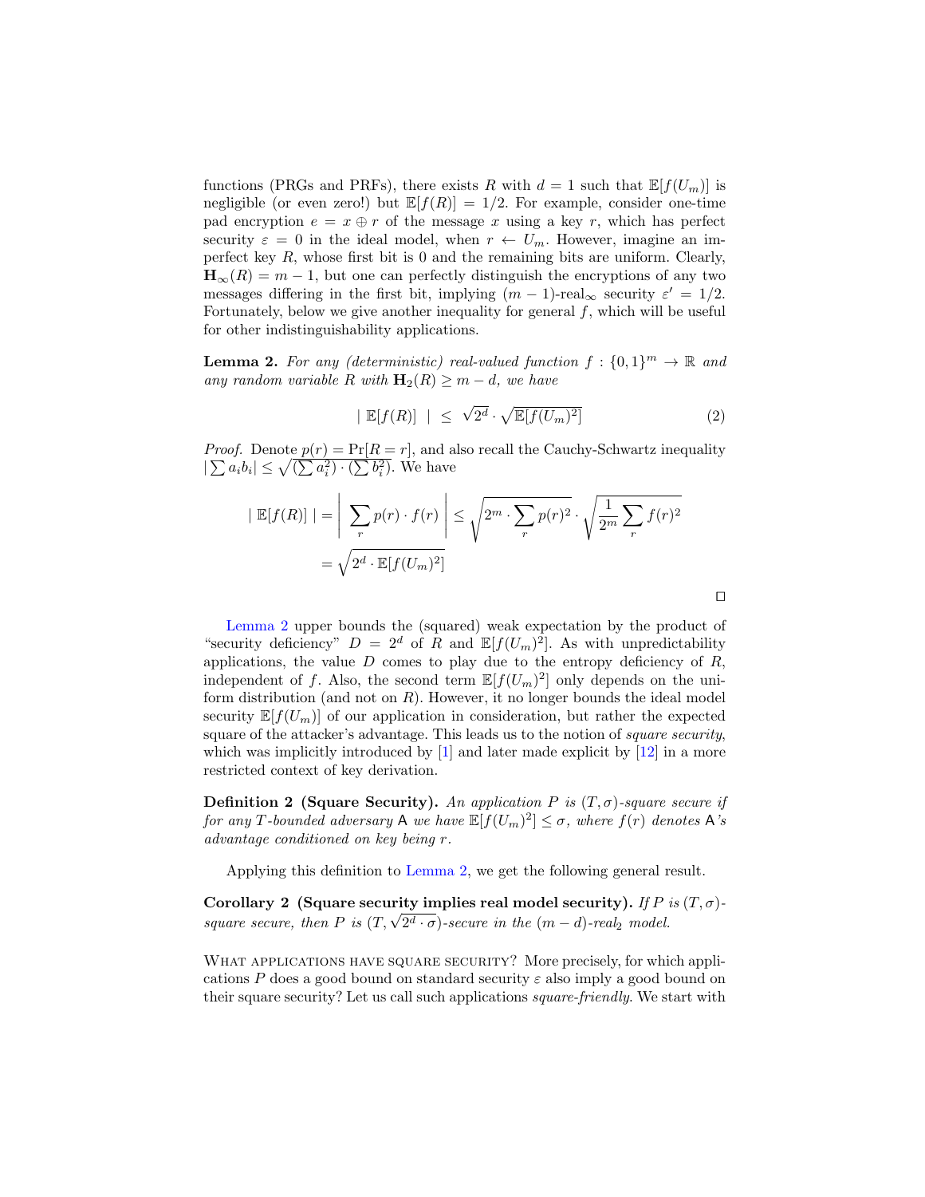functions (PRGs and PRFs), there exists $R$ with $d = 1$ such that $\mathbb{E}[f(U_m)]$ is negligible (or even zero!) but $\mathbb{E}[f(R)] = 1/2$. For example, consider one-time pad encryption $e = x \oplus r$ of the message $x$ using a key $r$, which has perfect security $\varepsilon = 0$ in the ideal model, when $r \leftarrow U_m$. However, imagine an imperfect key $R$, whose first bit is 0 and the remaining bits are uniform. Clearly, $\mathbf{H}_\infty(R) = m - 1$, but one can perfectly distinguish the encryptions of any two messages differing in the first bit, implying $(m-1)$-real$_\infty$ security $\varepsilon' = 1/2$. Fortunately, below we give another inequality for general $f$, which will be useful for other indistinguishability applications.

**Lemma 2.** *For any (deterministic) real-valued function $f : \{0,1\}^m \to \mathbb{R}$ and any random variable $R$ with $\mathbf{H}_2(R) \geq m - d$, we have*

$$| \ \mathbb{E}[f(R)] \ | \ \leq \ \sqrt{2^d} \cdot \sqrt{\mathbb{E}[f(U_m)^2]} \tag{2}$$

*Proof.* Denote $p(r) = \Pr[R = r]$, and also recall the Cauchy-Schwartz inequality $|\sum a_i b_i| \leq \sqrt{(\sum a_i^2) \cdot (\sum b_i^2)}$. We have

$$\begin{aligned} | \ \mathbb{E}[f(R)] \ | &= \left| \ \sum_r p(r) \cdot f(r) \ \right| \leq \sqrt{2^m \cdot \sum_r p(r)^2} \cdot \sqrt{\frac{1}{2^m} \sum_r f(r)^2} \\ &= \sqrt{2^d \cdot \mathbb{E}[f(U_m)^2]} \end{aligned}$$

□

Lemma 2 upper bounds the (squared) weak expectation by the product of "security deficiency" $D = 2^d$ of $R$ and $\mathbb{E}[f(U_m)^2]$. As with unpredictability applications, the value $D$ comes to play due to the entropy deficiency of $R$, independent of $f$. Also, the second term $\mathbb{E}[f(U_m)^2]$ only depends on the uniform distribution (and not on $R$). However, it no longer bounds the ideal model security $\mathbb{E}[f(U_m)]$ of our application in consideration, but rather the expected square of the attacker's advantage. This leads us to the notion of *square security*, which was implicitly introduced by [1] and later made explicit by [12] in a more restricted context of key derivation.

**Definition 2 (Square Security).** *An application $P$ is $(T, \sigma)$-square secure if for any $T$-bounded adversary $\mathsf{A}$ we have $\mathbb{E}[f(U_m)^2] \leq \sigma$, where $f(r)$ denotes $\mathsf{A}$'s advantage conditioned on key being $r$.*

Applying this definition to Lemma 2, we get the following general result.

**Corollary 2 (Square security implies real model security).** *If $P$ is $(T, \sigma)$-square secure, then $P$ is $(T, \sqrt{2^d \cdot \sigma})$-secure in the $(m - d)$-real$_2$ model.*

What applications have square security? More precisely, for which applications $P$ does a good bound on standard security $\varepsilon$ also imply a good bound on their square security? Let us call such applications *square-friendly*. We start with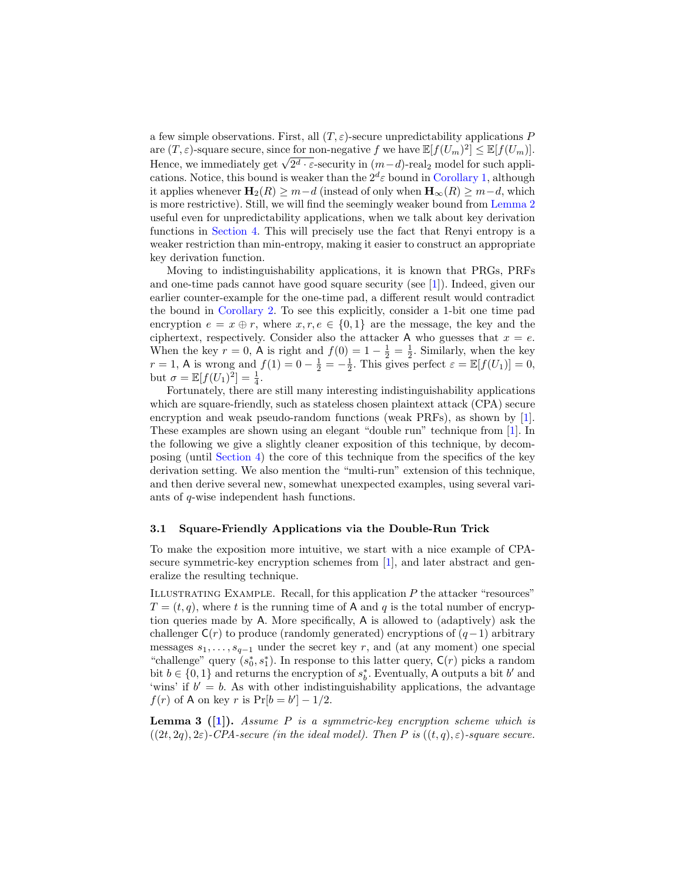a few simple observations. First, all $(T, \varepsilon)$-secure unpredictability applications $P$ are $(T, \varepsilon)$-square secure, since for non-negative $f$ we have $\mathbb{E}[f(U_m)^2] \leq \mathbb{E}[f(U_m)]$. Hence, we immediately get $\sqrt{2^d \cdot \varepsilon}$-security in $(m-d)$-real$_2$ model for such applications. Notice, this bound is weaker than the $2^d\varepsilon$ bound in Corollary 1, although it applies whenever $\mathbf{H}_2(R) \geq m-d$ (instead of only when $\mathbf{H}_\infty(R) \geq m-d$, which is more restrictive). Still, we will find the seemingly weaker bound from Lemma 2 useful even for unpredictability applications, when we talk about key derivation functions in Section 4. This will precisely use the fact that Renyi entropy is a weaker restriction than min-entropy, making it easier to construct an appropriate key derivation function.

Moving to indistinguishability applications, it is known that PRGs, PRFs and one-time pads cannot have good square security (see [1]). Indeed, given our earlier counter-example for the one-time pad, a different result would contradict the bound in Corollary 2. To see this explicitly, consider a 1-bit one time pad encryption $e = x \oplus r$, where $x, r, e \in \{0, 1\}$ are the message, the key and the ciphertext, respectively. Consider also the attacker $\mathsf{A}$ who guesses that $x = e$. When the key $r = 0$, $\mathsf{A}$ is right and $f(0) = 1 - \frac{1}{2} = \frac{1}{2}$. Similarly, when the key $r = 1$, $\mathsf{A}$ is wrong and $f(1) = 0 - \frac{1}{2} = -\frac{1}{2}$. This gives perfect $\varepsilon = \mathbb{E}[f(U_1)] = 0$, but $\sigma = \mathbb{E}[f(U_1)^2] = \frac{1}{4}$.

Fortunately, there are still many interesting indistinguishability applications which are square-friendly, such as stateless chosen plaintext attack (CPA) secure encryption and weak pseudo-random functions (weak PRFs), as shown by [1]. These examples are shown using an elegant "double run" technique from [1]. In the following we give a slightly cleaner exposition of this technique, by decomposing (until Section 4) the core of this technique from the specifics of the key derivation setting. We also mention the "multi-run" extension of this technique, and then derive several new, somewhat unexpected examples, using several variants of $q$-wise independent hash functions.

### 3.1 Square-Friendly Applications via the Double-Run Trick

To make the exposition more intuitive, we start with a nice example of CPA-secure symmetric-key encryption schemes from [1], and later abstract and generalize the resulting technique.

Illustrating Example. Recall, for this application $P$ the attacker "resources" $T = (t, q)$, where $t$ is the running time of $\mathsf{A}$ and $q$ is the total number of encryption queries made by $\mathsf{A}$. More specifically, $\mathsf{A}$ is allowed to (adaptively) ask the challenger $\mathsf{C}(r)$ to produce (randomly generated) encryptions of $(q-1)$ arbitrary messages $s_1, \ldots, s_{q-1}$ under the secret key $r$, and (at any moment) one special "challenge" query $(s_0^*, s_1^*)$. In response to this latter query, $\mathsf{C}(r)$ picks a random bit $b \in \{0, 1\}$ and returns the encryption of $s_b^*$. Eventually, $\mathsf{A}$ outputs a bit $b'$ and 'wins' if $b' = b$. As with other indistinguishability applications, the advantage $f(r)$ of $\mathsf{A}$ on key $r$ is $\Pr[b = b'] - 1/2$.

**Lemma 3 ([1]).** *Assume $P$ is a symmetric-key encryption scheme which is $((2t, 2q), 2\varepsilon)$-CPA-secure (in the ideal model). Then $P$ is $((t, q), \varepsilon)$-square secure.*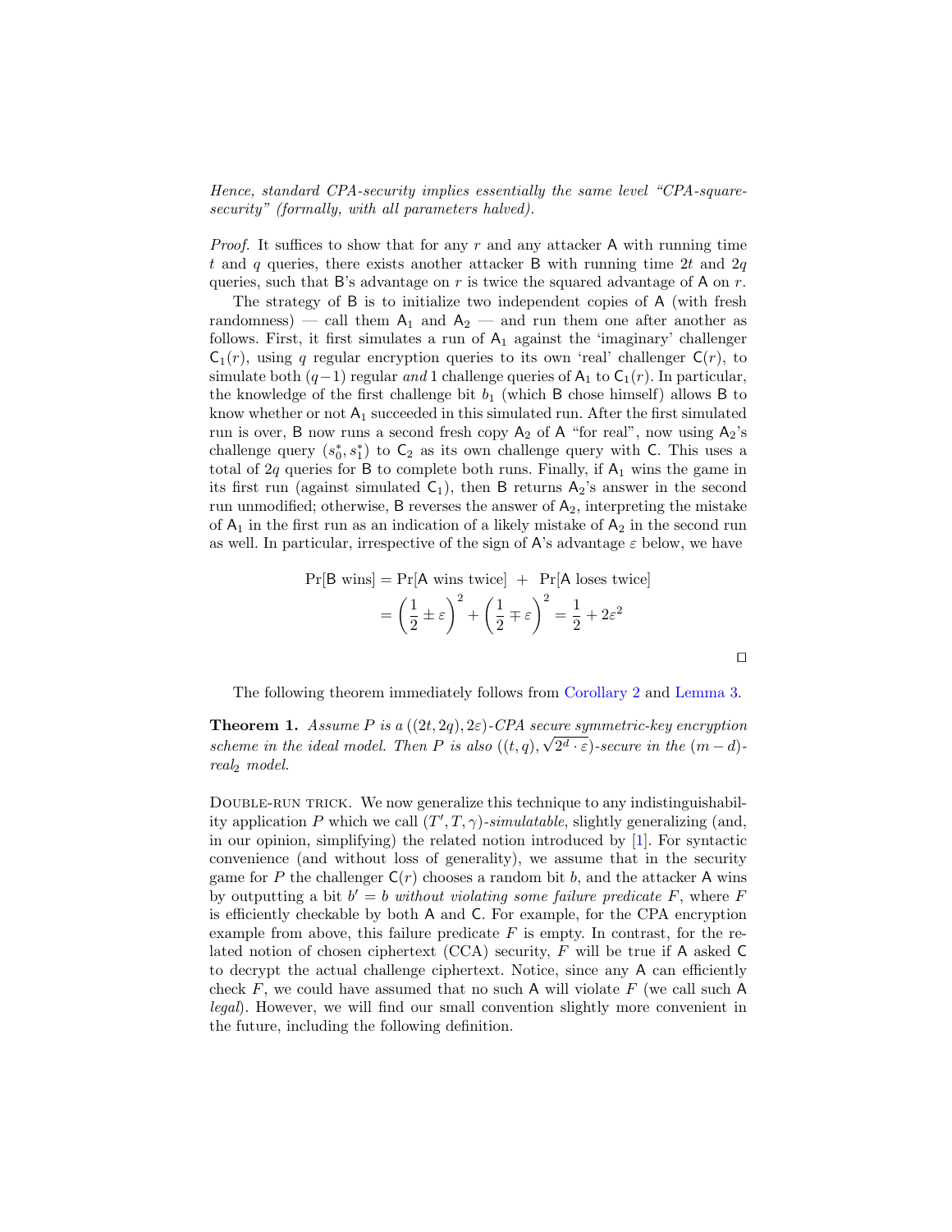*Hence, standard CPA-security implies essentially the same level "CPA-square-security" (formally, with all parameters halved).*

*Proof.* It suffices to show that for any $r$ and any attacker $\mathsf{A}$ with running time $t$ and $q$ queries, there exists another attacker $\mathsf{B}$ with running time $2t$ and $2q$ queries, such that $\mathsf{B}$'s advantage on $r$ is twice the squared advantage of $\mathsf{A}$ on $r$.

The strategy of $\mathsf{B}$ is to initialize two independent copies of $\mathsf{A}$ (with fresh randomness) — call them $\mathsf{A}_1$ and $\mathsf{A}_2$ — and run them one after another as follows. First, it first simulates a run of $\mathsf{A}_1$ against the 'imaginary' challenger $\mathsf{C}_1(r)$, using $q$ regular encryption queries to its own 'real' challenger $\mathsf{C}(r)$, to simulate both $(q-1)$ regular *and* 1 challenge queries of $\mathsf{A}_1$ to $\mathsf{C}_1(r)$. In particular, the knowledge of the first challenge bit $b_1$ (which $\mathsf{B}$ chose himself) allows $\mathsf{B}$ to know whether or not $\mathsf{A}_1$ succeeded in this simulated run. After the first simulated run is over, $\mathsf{B}$ now runs a second fresh copy $\mathsf{A}_2$ of $\mathsf{A}$ "for real", now using $\mathsf{A}_2$'s challenge query $(s_0^*, s_1^*)$ to $\mathsf{C}_2$ as its own challenge query with $\mathsf{C}$. This uses a total of $2q$ queries for $\mathsf{B}$ to complete both runs. Finally, if $\mathsf{A}_1$ wins the game in its first run (against simulated $\mathsf{C}_1$), then $\mathsf{B}$ returns $\mathsf{A}_2$'s answer in the second run unmodified; otherwise, $\mathsf{B}$ reverses the answer of $\mathsf{A}_2$, interpreting the mistake of $\mathsf{A}_1$ in the first run as an indication of a likely mistake of $\mathsf{A}_2$ in the second run as well. In particular, irrespective of the sign of $\mathsf{A}$'s advantage $\varepsilon$ below, we have

$$\Pr[\mathsf{B}\text{ wins}] = \Pr[\mathsf{A}\text{ wins twice}] \;+\; \Pr[\mathsf{A}\text{ loses twice}]$$
$$= \left(\frac{1}{2} \pm \varepsilon\right)^2 + \left(\frac{1}{2} \mp \varepsilon\right)^2 = \frac{1}{2} + 2\varepsilon^2$$

□

The following theorem immediately follows from Corollary 2 and Lemma 3.

**Theorem 1.** *Assume $P$ is a $((2t, 2q), 2\varepsilon)$-CPA secure symmetric-key encryption scheme in the ideal model. Then $P$ is also $((t, q), \sqrt{2^d \cdot \varepsilon})$-secure in the $(m-d)$-real$_2$ model.*

Double-run trick. We now generalize this technique to any indistinguishability application $P$ which we call $(T', T, \gamma)$-*simulatable*, slightly generalizing (and, in our opinion, simplifying) the related notion introduced by [1]. For syntactic convenience (and without loss of generality), we assume that in the security game for $P$ the challenger $\mathsf{C}(r)$ chooses a random bit $b$, and the attacker $\mathsf{A}$ wins by outputting a bit $b' = b$ *without violating some failure predicate* $F$, where $F$ is efficiently checkable by both $\mathsf{A}$ and $\mathsf{C}$. For example, for the CPA encryption example from above, this failure predicate $F$ is empty. In contrast, for the related notion of chosen ciphertext (CCA) security, $F$ will be true if $\mathsf{A}$ asked $\mathsf{C}$ to decrypt the actual challenge ciphertext. Notice, since any $\mathsf{A}$ can efficiently check $F$, we could have assumed that no such $\mathsf{A}$ will violate $F$ (we call such $\mathsf{A}$ *legal*). However, we will find our small convention slightly more convenient in the future, including the following definition.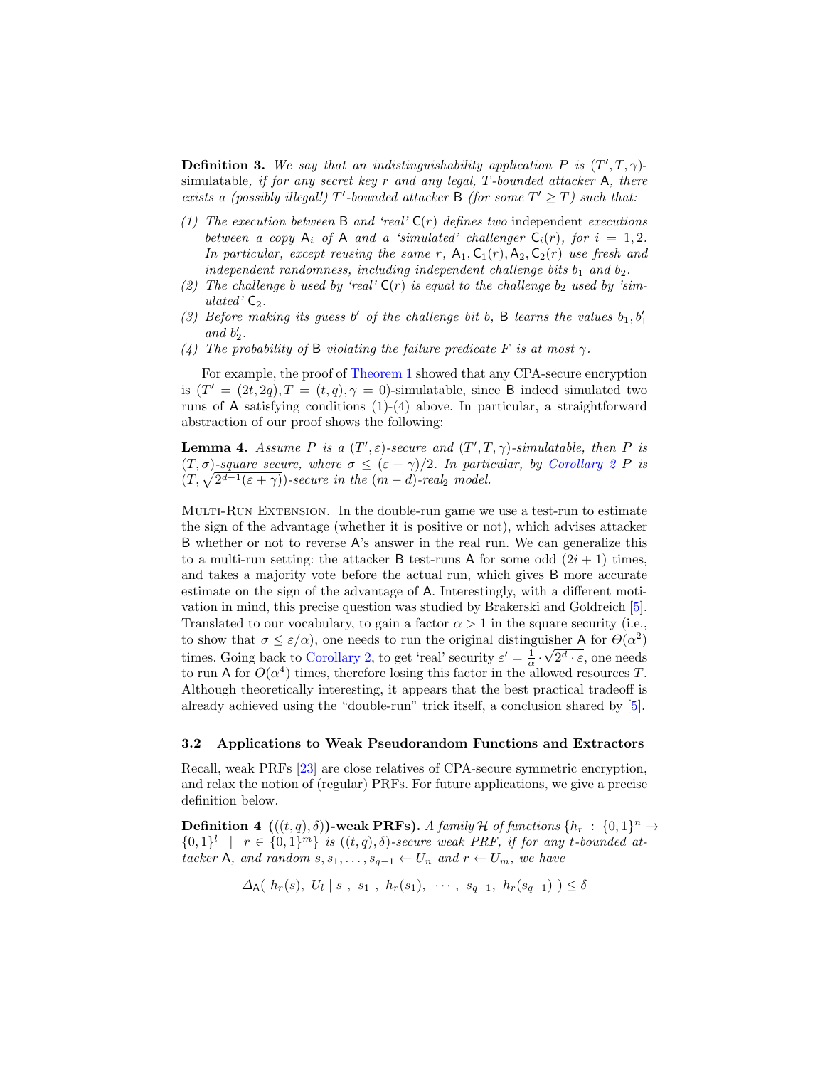**Definition 3.** *We say that an indistinguishability application $P$ is $(T', T, \gamma)$-* simulatable*, if for any secret key $r$ and any legal, $T$-bounded attacker $\mathsf{A}$, there exists a (possibly illegal!) $T'$-bounded attacker $\mathsf{B}$ (for some $T' \geq T$) such that:*

*(1) The execution between $\mathsf{B}$ and 'real' $\mathsf{C}(r)$ defines two* independent *executions between a copy $\mathsf{A}_i$ of $\mathsf{A}$ and a 'simulated' challenger $\mathsf{C}_i(r)$, for $i = 1, 2$. In particular, except reusing the same $r$, $\mathsf{A}_1, \mathsf{C}_1(r), \mathsf{A}_2, \mathsf{C}_2(r)$ use fresh and independent randomness, including independent challenge bits $b_1$ and $b_2$.*

*(2) The challenge $b$ used by 'real' $\mathsf{C}(r)$ is equal to the challenge $b_2$ used by 'simulated' $\mathsf{C}_2$.*

*(3) Before making its guess $b'$ of the challenge bit $b$, $\mathsf{B}$ learns the values $b_1, b'_1$ and $b'_2$.*

*(4) The probability of $\mathsf{B}$ violating the failure predicate $F$ is at most $\gamma$.*

For example, the proof of Theorem 1 showed that any CPA-secure encryption is $(T' = (2t, 2q), T = (t, q), \gamma = 0)$-simulatable, since $\mathsf{B}$ indeed simulated two runs of $\mathsf{A}$ satisfying conditions (1)-(4) above. In particular, a straightforward abstraction of our proof shows the following:

**Lemma 4.** *Assume $P$ is a $(T', \varepsilon)$-secure and $(T', T, \gamma)$-simulatable, then $P$ is $(T, \sigma)$-square secure, where $\sigma \leq (\varepsilon + \gamma)/2$. In particular, by Corollary 2 $P$ is $(T, \sqrt{2^{d-1}(\varepsilon + \gamma)})$-secure in the $(m-d)$-real$_2$ model.*

Multi-Run Extension. In the double-run game we use a test-run to estimate the sign of the advantage (whether it is positive or not), which advises attacker $\mathsf{B}$ whether or not to reverse $\mathsf{A}$'s answer in the real run. We can generalize this to a multi-run setting: the attacker $\mathsf{B}$ test-runs $\mathsf{A}$ for some odd $(2i + 1)$ times, and takes a majority vote before the actual run, which gives $\mathsf{B}$ more accurate estimate on the sign of the advantage of $\mathsf{A}$. Interestingly, with a different motivation in mind, this precise question was studied by Brakerski and Goldreich [5]. Translated to our vocabulary, to gain a factor $\alpha > 1$ in the square security (i.e., to show that $\sigma \leq \varepsilon/\alpha$), one needs to run the original distinguisher $\mathsf{A}$ for $\Theta(\alpha^2)$ times. Going back to Corollary 2, to get 'real' security $\varepsilon' = \frac{1}{\alpha} \cdot \sqrt{2^d \cdot \varepsilon}$, one needs to run $\mathsf{A}$ for $O(\alpha^4)$ times, therefore losing this factor in the allowed resources $T$. Although theoretically interesting, it appears that the best practical tradeoff is already achieved using the "double-run" trick itself, a conclusion shared by [5].

### 3.2 Applications to Weak Pseudorandom Functions and Extractors

Recall, weak PRFs [23] are close relatives of CPA-secure symmetric encryption, and relax the notion of (regular) PRFs. For future applications, we give a precise definition below.

**Definition 4** **$(((t, q), \delta))$-weak PRFs).** *A family $\mathcal{H}$ of functions $\{h_r : \{0,1\}^n \to \{0,1\}^l \mid r \in \{0,1\}^m\}$ is $((t, q), \delta)$-secure weak PRF, if for any $t$-bounded attacker $\mathsf{A}$, and random $s, s_1, \ldots, s_{q-1} \leftarrow U_n$ and $r \leftarrow U_m$, we have*

$$\Delta_{\mathsf{A}}(\ h_r(s),\ U_l \mid s\ ,\ s_1\ ,\ h_r(s_1),\ \cdots,\ s_{q-1},\ h_r(s_{q-1})\ ) \leq \delta$$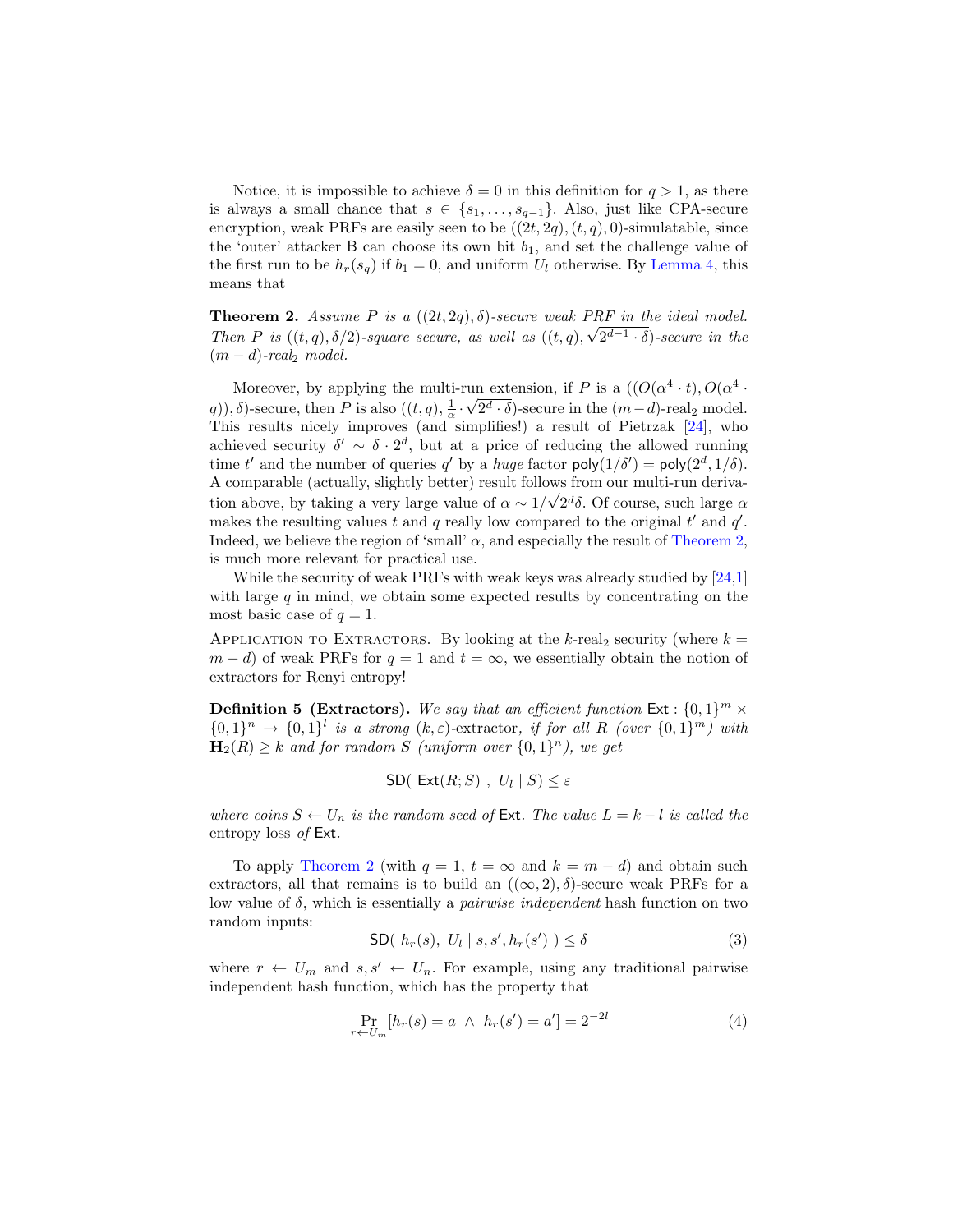Notice, it is impossible to achieve $\delta = 0$ in this definition for $q > 1$, as there is always a small chance that $s \in \{s_1, \ldots, s_{q-1}\}$. Also, just like CPA-secure encryption, weak PRFs are easily seen to be $((2t, 2q), (t, q), 0)$-simulatable, since the 'outer' attacker $\mathsf{B}$ can choose its own bit $b_1$, and set the challenge value of the first run to be $h_r(s_q)$ if $b_1 = 0$, and uniform $U_l$ otherwise. By Lemma 4, this means that

**Theorem 2.** *Assume $P$ is a $((2t, 2q), \delta)$-secure weak PRF in the ideal model. Then $P$ is $((t, q), \delta/2)$-square secure, as well as $((t, q), \sqrt{2^{d-1} \cdot \delta})$-secure in the $(m-d)$-real$_2$ model.*

Moreover, by applying the multi-run extension, if $P$ is a $((O(\alpha^4 \cdot t), O(\alpha^4 \cdot q)), \delta)$-secure, then $P$ is also $((t, q), \frac{1}{\alpha} \cdot \sqrt{2^d \cdot \delta})$-secure in the $(m-d)$-real$_2$ model. This results nicely improves (and simplifies!) a result of Pietrzak [24], who achieved security $\delta' \sim \delta \cdot 2^d$, but at a price of reducing the allowed running time $t'$ and the number of queries $q'$ by a *huge* factor $\mathsf{poly}(1/\delta') = \mathsf{poly}(2^d, 1/\delta)$. A comparable (actually, slightly better) result follows from our multi-run derivation above, by taking a very large value of $\alpha \sim 1/\sqrt{2^d \delta}$. Of course, such large $\alpha$ makes the resulting values $t$ and $q$ really low compared to the original $t'$ and $q'$. Indeed, we believe the region of 'small' $\alpha$, and especially the result of Theorem 2, is much more relevant for practical use.

While the security of weak PRFs with weak keys was already studied by [24,1] with large $q$ in mind, we obtain some expected results by concentrating on the most basic case of $q = 1$.

Application to Extractors. By looking at the $k$-real$_2$ security (where $k = m - d$) of weak PRFs for $q = 1$ and $t = \infty$, we essentially obtain the notion of extractors for Renyi entropy!

**Definition 5 (Extractors).** *We say that an efficient function $\mathsf{Ext} : \{0,1\}^m \times \{0,1\}^n \rightarrow \{0,1\}^l$ is a strong $(k, \varepsilon)$-extractor, if for all $R$ (over $\{0,1\}^m$) with $\mathbf{H}_2(R) \geq k$ and for random $S$ (uniform over $\{0,1\}^n$), we get*

$$\mathsf{SD}(\ \mathsf{Ext}(R; S)\ ,\ U_l \mid S) \leq \varepsilon$$

*where coins $S \leftarrow U_n$ is the random seed of $\mathsf{Ext}$. The value $L = k - l$ is called the* entropy loss *of $\mathsf{Ext}$.*

To apply Theorem 2 (with $q = 1$, $t = \infty$ and $k = m - d$) and obtain such extractors, all that remains is to build an $((\infty, 2), \delta)$-secure weak PRFs for a low value of $\delta$, which is essentially a *pairwise independent* hash function on two random inputs:

$$\mathsf{SD}(\ h_r(s),\ U_l \mid s, s', h_r(s')\ ) \leq \delta \tag{3}$$

where $r \leftarrow U_m$ and $s, s' \leftarrow U_n$. For example, using any traditional pairwise independent hash function, which has the property that

$$\Pr_{r \leftarrow U_m}[h_r(s) = a\ \wedge\ h_r(s') = a'] = 2^{-2l} \tag{4}$$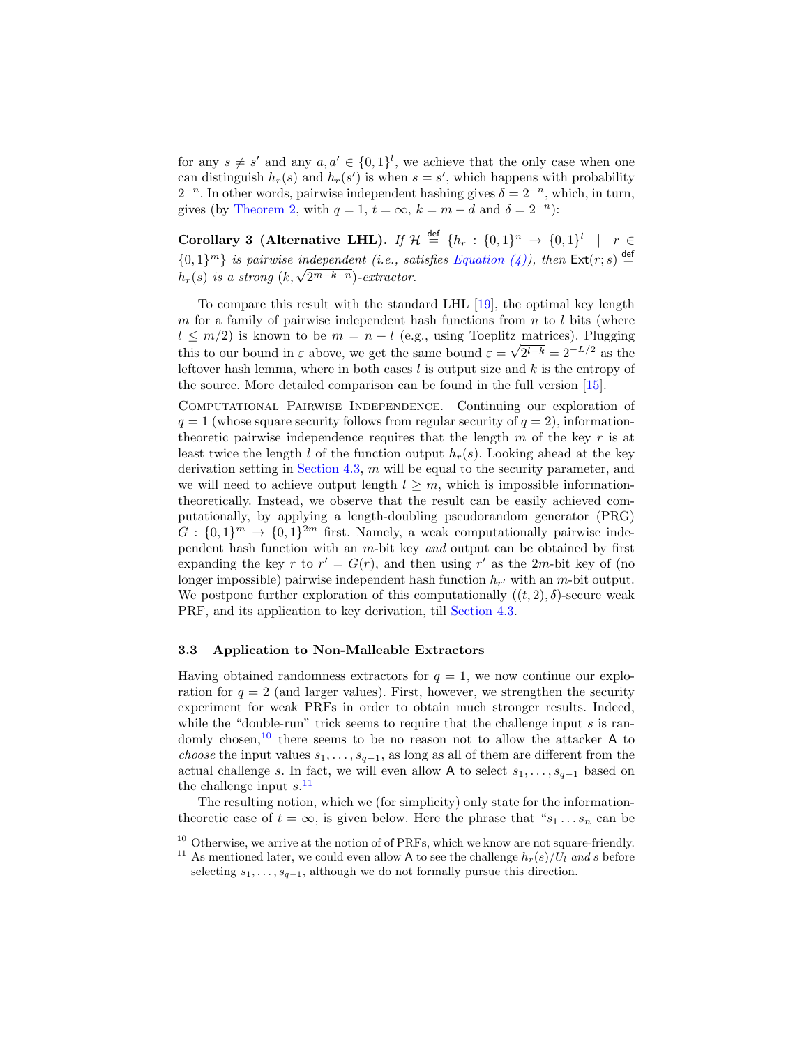for any $s \neq s'$ and any $a, a' \in \{0,1\}^l$, we achieve that the only case when one can distinguish $h_r(s)$ and $h_r(s')$ is when $s = s'$, which happens with probability $2^{-n}$. In other words, pairwise independent hashing gives $\delta = 2^{-n}$, which, in turn, gives (by Theorem 2, with $q = 1$, $t = \infty$, $k = m - d$ and $\delta = 2^{-n}$):

**Corollary 3 (Alternative LHL).** *If $\mathcal{H} \stackrel{\mathsf{def}}{=} \{h_r : \{0,1\}^n \to \{0,1\}^l \mid r \in \{0,1\}^m\}$ is pairwise independent (i.e., satisfies Equation (4)), then $\mathsf{Ext}(r; s) \stackrel{\mathsf{def}}{=} h_r(s)$ is a strong $(k, \sqrt{2^{m-k-n}})$-extractor.*

To compare this result with the standard LHL [19], the optimal key length $m$ for a family of pairwise independent hash functions from $n$ to $l$ bits (where $l \leq m/2$) is known to be $m = n + l$ (e.g., using Toeplitz matrices). Plugging this to our bound in $\varepsilon$ above, we get the same bound $\varepsilon = \sqrt{2^{l-k}} = 2^{-L/2}$ as the leftover hash lemma, where in both cases $l$ is output size and $k$ is the entropy of the source. More detailed comparison can be found in the full version [15].

Computational Pairwise Independence. Continuing our exploration of $q = 1$ (whose square security follows from regular security of $q = 2$), information-theoretic pairwise independence requires that the length $m$ of the key $r$ is at least twice the length $l$ of the function output $h_r(s)$. Looking ahead at the key derivation setting in Section 4.3, $m$ will be equal to the security parameter, and we will need to achieve output length $l \geq m$, which is impossible information-theoretically. Instead, we observe that the result can be easily achieved computationally, by applying a length-doubling pseudorandom generator (PRG) $G : \{0,1\}^m \to \{0,1\}^{2m}$ first. Namely, a weak computationally pairwise independent hash function with an $m$-bit key *and* output can be obtained by first expanding the key $r$ to $r' = G(r)$, and then using $r'$ as the $2m$-bit key of (no longer impossible) pairwise independent hash function $h_{r'}$ with an $m$-bit output. We postpone further exploration of this computationally $((t, 2), \delta)$-secure weak PRF, and its application to key derivation, till Section 4.3.

### 3.3 Application to Non-Malleable Extractors

Having obtained randomness extractors for $q = 1$, we now continue our exploration for $q = 2$ (and larger values). First, however, we strengthen the security experiment for weak PRFs in order to obtain much stronger results. Indeed, while the "double-run" trick seems to require that the challenge input $s$ is randomly chosen,[10] there seems to be no reason not to allow the attacker $\mathsf{A}$ to *choose* the input values $s_1, \ldots, s_{q-1}$, as long as all of them are different from the actual challenge $s$. In fact, we will even allow $\mathsf{A}$ to select $s_1, \ldots, s_{q-1}$ based on the challenge input $s$.[11]

The resulting notion, which we (for simplicity) only state for the information-theoretic case of $t = \infty$, is given below. Here the phrase that "$s_1 \ldots s_n$ can be

[10] Otherwise, we arrive at the notion of of PRFs, which we know are not square-friendly.

[11] As mentioned later, we could even allow $\mathsf{A}$ to see the challenge $h_r(s)/U_l$ *and* $s$ before selecting $s_1, \ldots, s_{q-1}$, although we do not formally pursue this direction.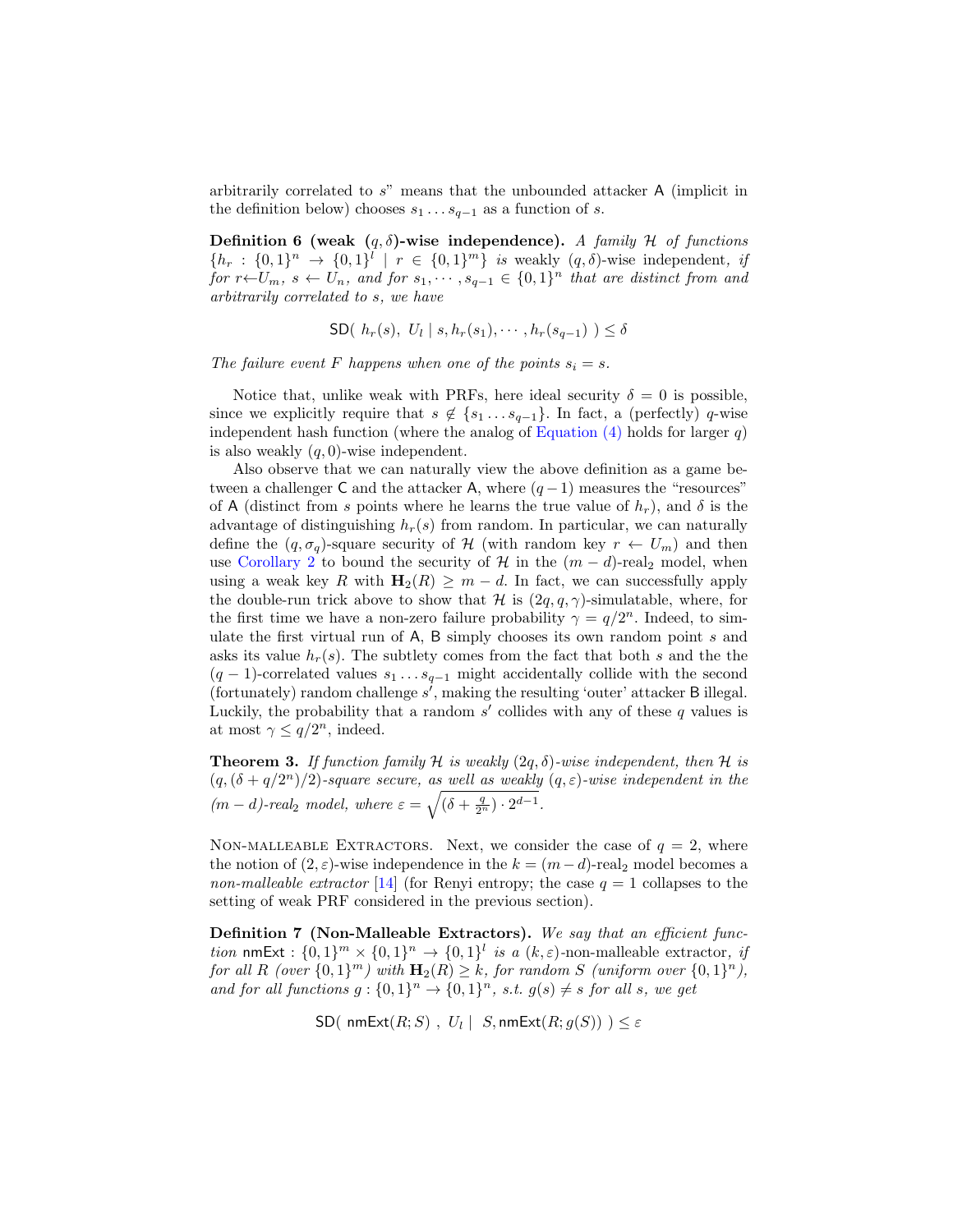arbitrarily correlated to $s$" means that the unbounded attacker A (implicit in the definition below) chooses $s_1 \dots s_{q-1}$ as a function of $s$.

**Definition 6 (weak $(q,\delta)$-wise independence).** *A family $\mathcal{H}$ of functions $\{h_r : \{0,1\}^n \to \{0,1\}^l \mid r \in \{0,1\}^m\}$ is* weakly $(q,\delta)$-wise independent*, if for $r \leftarrow U_m$, $s \leftarrow U_n$, and for $s_1, \cdots, s_{q-1} \in \{0,1\}^n$ that are distinct from and arbitrarily correlated to $s$, we have*

$$\mathsf{SD}(\ h_r(s),\ U_l \mid s, h_r(s_1), \cdots, h_r(s_{q-1})\ ) \leq \delta$$

*The failure event $F$ happens when one of the points $s_i = s$.*

Notice that, unlike weak with PRFs, here ideal security $\delta = 0$ is possible, since we explicitly require that $s \notin \{s_1 \dots s_{q-1}\}$. In fact, a (perfectly) $q$-wise independent hash function (where the analog of Equation (4) holds for larger $q$) is also weakly $(q, 0)$-wise independent.

Also observe that we can naturally view the above definition as a game between a challenger C and the attacker A, where $(q-1)$ measures the "resources" of A (distinct from $s$ points where he learns the true value of $h_r$), and $\delta$ is the advantage of distinguishing $h_r(s)$ from random. In particular, we can naturally define the $(q, \sigma_q)$-square security of $\mathcal{H}$ (with random key $r \leftarrow U_m$) and then use Corollary 2 to bound the security of $\mathcal{H}$ in the $(m-d)$-real$_2$ model, when using a weak key $R$ with $\mathbf{H}_2(R) \geq m - d$. In fact, we can successfully apply the double-run trick above to show that $\mathcal{H}$ is $(2q, q, \gamma)$-simulatable, where, for the first time we have a non-zero failure probability $\gamma = q/2^n$. Indeed, to simulate the first virtual run of A, B simply chooses its own random point $s$ and asks its value $h_r(s)$. The subtlety comes from the fact that both $s$ and the the $(q-1)$-correlated values $s_1 \dots s_{q-1}$ might accidentally collide with the second (fortunately) random challenge $s'$, making the resulting 'outer' attacker B illegal. Luckily, the probability that a random $s'$ collides with any of these $q$ values is at most $\gamma \leq q/2^n$, indeed.

**Theorem 3.** *If function family $\mathcal{H}$ is weakly $(2q, \delta)$-wise independent, then $\mathcal{H}$ is $(q, (\delta + q/2^n)/2)$-square secure, as well as weakly $(q, \varepsilon)$-wise independent in the $(m-d)$-real$_2$ model, where $\varepsilon = \sqrt{(\delta + \frac{q}{2^n}) \cdot 2^{d-1}}$.*

Non-malleable Extractors. Next, we consider the case of $q = 2$, where the notion of $(2, \varepsilon)$-wise independence in the $k = (m-d)$-real$_2$ model becomes a *non-malleable extractor* [14] (for Renyi entropy; the case $q = 1$ collapses to the setting of weak PRF considered in the previous section).

**Definition 7 (Non-Malleable Extractors).** *We say that an efficient function $\mathsf{nmExt} : \{0,1\}^m \times \{0,1\}^n \to \{0,1\}^l$ is a* $(k, \varepsilon)$-non-malleable extractor*, if for all $R$ (over $\{0,1\}^m$) with $\mathbf{H}_2(R) \geq k$, for random $S$ (uniform over $\{0,1\}^n$), and for all functions $g : \{0,1\}^n \to \{0,1\}^n$, s.t. $g(s) \neq s$ for all $s$, we get*

$$\mathsf{SD}(\ \mathsf{nmExt}(R; S)\ ,\ U_l \mid\ S, \mathsf{nmExt}(R; g(S))\ ) \leq \varepsilon$$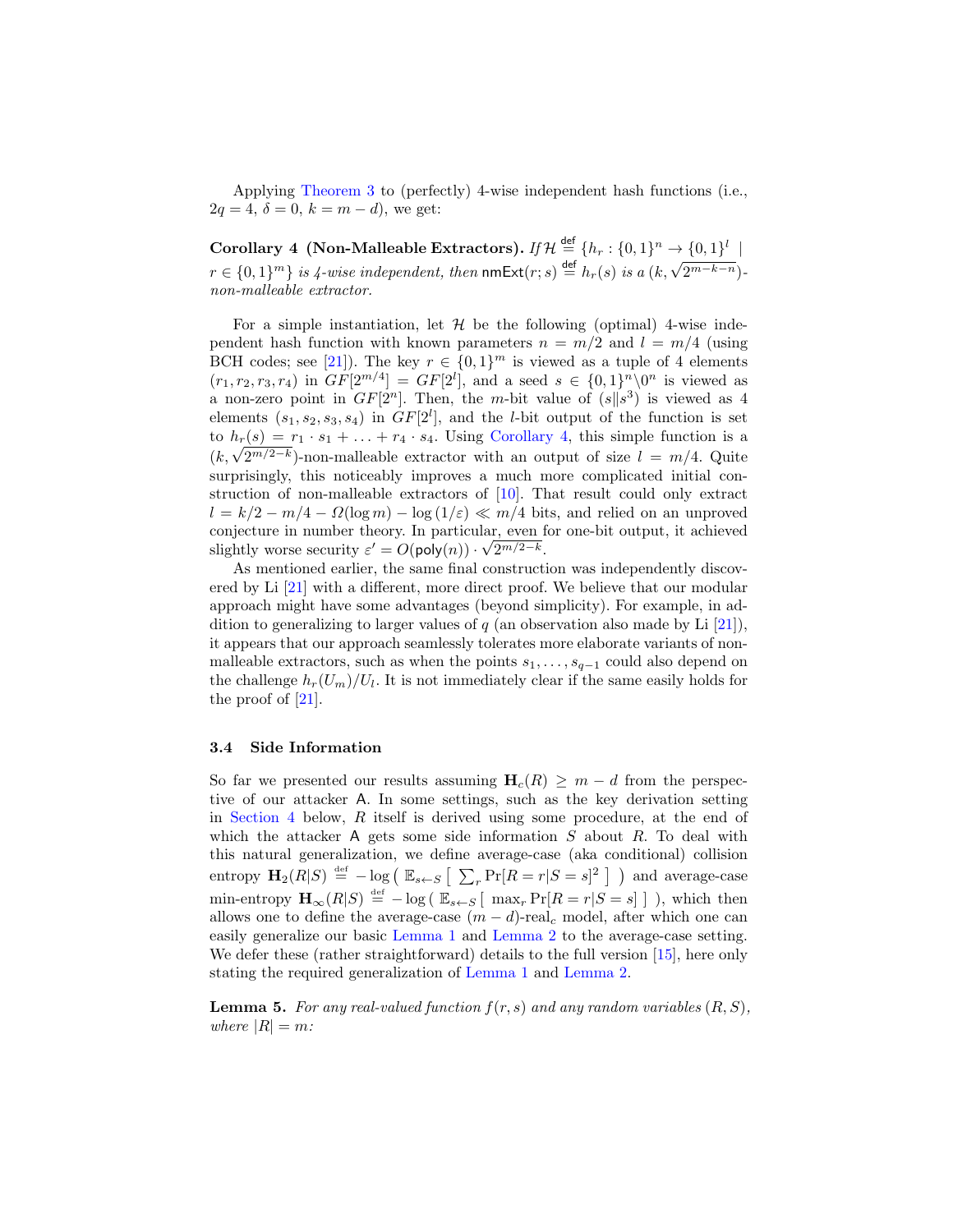Applying Theorem 3 to (perfectly) 4-wise independent hash functions (i.e., $2q = 4$, $\delta = 0$, $k = m - d$), we get:

**Corollary 4 (Non-Malleable Extractors).** *If $\mathcal{H} \stackrel{\mathsf{def}}{=} \{h_r : \{0,1\}^n \to \{0,1\}^l \mid r \in \{0,1\}^m\}$ is 4-wise independent, then $\mathsf{nmExt}(r; s) \stackrel{\mathsf{def}}{=} h_r(s)$ is a $(k, \sqrt{2^{m-k-n}})$-non-malleable extractor.*

For a simple instantiation, let $\mathcal{H}$ be the following (optimal) 4-wise independent hash function with known parameters $n = m/2$ and $l = m/4$ (using BCH codes; see [21]). The key $r \in \{0,1\}^m$ is viewed as a tuple of 4 elements $(r_1, r_2, r_3, r_4)$ in $GF[2^{m/4}] = GF[2^l]$, and a seed $s \in \{0,1\}^n \backslash 0^n$ is viewed as a non-zero point in $GF[2^n]$. Then, the $m$-bit value of $(s \| s^3)$ is viewed as 4 elements $(s_1, s_2, s_3, s_4)$ in $GF[2^l]$, and the $l$-bit output of the function is set to $h_r(s) = r_1 \cdot s_1 + \ldots + r_4 \cdot s_4$. Using Corollary 4, this simple function is a $(k, \sqrt{2^{m/2-k}})$-non-malleable extractor with an output of size $l = m/4$. Quite surprisingly, this noticeably improves a much more complicated initial construction of non-malleable extractors of [10]. That result could only extract $l = k/2 - m/4 - \Omega(\log m) - \log(1/\varepsilon) \ll m/4$ bits, and relied on an unproved conjecture in number theory. In particular, even for one-bit output, it achieved slightly worse security $\varepsilon' = O(\mathsf{poly}(n)) \cdot \sqrt{2^{m/2-k}}$.

As mentioned earlier, the same final construction was independently discovered by Li [21] with a different, more direct proof. We believe that our modular approach might have some advantages (beyond simplicity). For example, in addition to generalizing to larger values of $q$ (an observation also made by Li [21]), it appears that our approach seamlessly tolerates more elaborate variants of non-malleable extractors, such as when the points $s_1, \ldots, s_{q-1}$ could also depend on the challenge $h_r(U_m)/U_l$. It is not immediately clear if the same easily holds for the proof of [21].

### 3.4 Side Information

So far we presented our results assuming $\mathbf{H}_c(R) \geq m - d$ from the perspective of our attacker $\mathsf{A}$. In some settings, such as the key derivation setting in Section 4 below, $R$ itself is derived using some procedure, at the end of which the attacker $\mathsf{A}$ gets some side information $S$ about $R$. To deal with this natural generalization, we define average-case (aka conditional) collision entropy $\mathbf{H}_2(R|S) \stackrel{\text{def}}{=} -\log\big(\ \mathbb{E}_{s\leftarrow S}\big[\ \sum_r \Pr[R = r|S = s]^2\ \big]\ \big)$ and average-case min-entropy $\mathbf{H}_\infty(R|S) \stackrel{\text{def}}{=} -\log\big(\ \mathbb{E}_{s\leftarrow S}\big[\ \max_r \Pr[R = r|S = s]\ \big]\ \big)$, which then allows one to define the average-case $(m - d)$-real$_c$ model, after which one can easily generalize our basic Lemma 1 and Lemma 2 to the average-case setting. We defer these (rather straightforward) details to the full version [15], here only stating the required generalization of Lemma 1 and Lemma 2.

**Lemma 5.** *For any real-valued function $f(r, s)$ and any random variables $(R, S)$, where $|R| = m$:*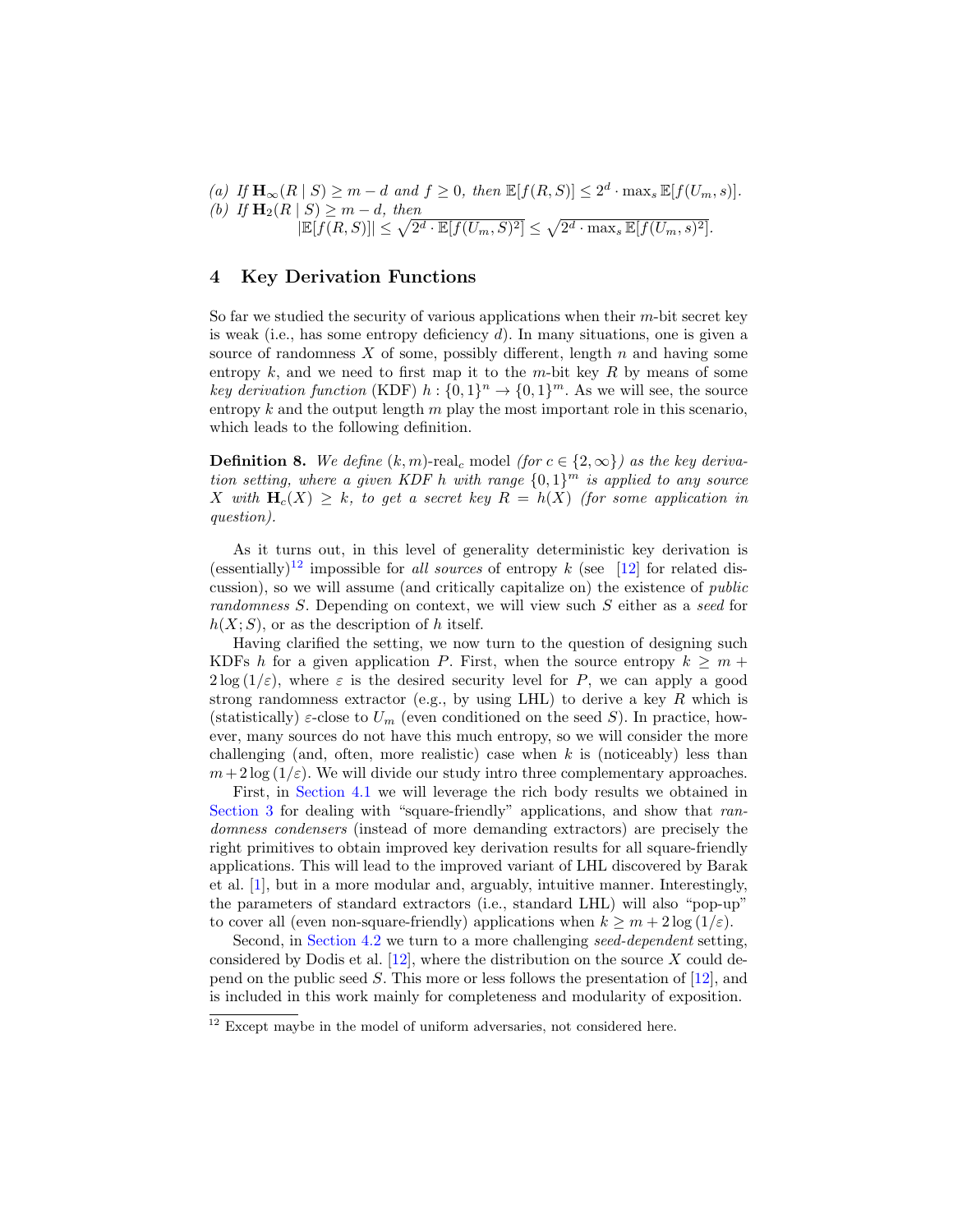*(a)* *If* $\mathbf{H}_\infty(R \mid S) \geq m - d$ *and* $f \geq 0$*, then* $\mathbb{E}[f(R,S)] \leq 2^d \cdot \max_s \mathbb{E}[f(U_m, s)]$.

*(b)* *If* $\mathbf{H}_2(R \mid S) \geq m - d$*, then*

$$|\mathbb{E}[f(R,S)]| \leq \sqrt{2^d \cdot \mathbb{E}[f(U_m,S)^2]} \leq \sqrt{2^d \cdot \max_s \mathbb{E}[f(U_m,s)^2]}.$$

## 4 Key Derivation Functions

So far we studied the security of various applications when their $m$-bit secret key is weak (i.e., has some entropy deficiency $d$). In many situations, one is given a source of randomness $X$ of some, possibly different, length $n$ and having some entropy $k$, and we need to first map it to the $m$-bit key $R$ by means of some *key derivation function* (KDF) $h : \{0,1\}^n \to \{0,1\}^m$. As we will see, the source entropy $k$ and the output length $m$ play the most important role in this scenario, which leads to the following definition.

**Definition 8.** *We define* $(k,m)$-real$_c$ model *(for* $c \in \{2, \infty\}$*) as the key derivation setting, where a given KDF* $h$ *with range* $\{0,1\}^m$ *is applied to any source* $X$ *with* $\mathbf{H}_c(X) \geq k$*, to get a secret key* $R = h(X)$ *(for some application in question).*

As it turns out, in this level of generality deterministic key derivation is (essentially)[12] impossible for *all sources* of entropy $k$ (see [12] for related discussion), so we will assume (and critically capitalize on) the existence of *public randomness* $S$. Depending on context, we will view such $S$ either as a *seed* for $h(X;S)$, or as the description of $h$ itself.

Having clarified the setting, we now turn to the question of designing such KDFs $h$ for a given application $P$. First, when the source entropy $k \geq m + 2\log(1/\varepsilon)$, where $\varepsilon$ is the desired security level for $P$, we can apply a good strong randomness extractor (e.g., by using LHL) to derive a key $R$ which is (statistically) $\varepsilon$-close to $U_m$ (even conditioned on the seed $S$). In practice, however, many sources do not have this much entropy, so we will consider the more challenging (and, often, more realistic) case when $k$ is (noticeably) less than $m + 2\log(1/\varepsilon)$. We will divide our study intro three complementary approaches.

First, in Section 4.1 we will leverage the rich body results we obtained in Section 3 for dealing with "square-friendly" applications, and show that *randomness condensers* (instead of more demanding extractors) are precisely the right primitives to obtain improved key derivation results for all square-friendly applications. This will lead to the improved variant of LHL discovered by Barak et al. [1], but in a more modular and, arguably, intuitive manner. Interestingly, the parameters of standard extractors (i.e., standard LHL) will also "pop-up" to cover all (even non-square-friendly) applications when $k \geq m + 2\log(1/\varepsilon)$.

Second, in Section 4.2 we turn to a more challenging *seed-dependent* setting, considered by Dodis et al. [12], where the distribution on the source $X$ could depend on the public seed $S$. This more or less follows the presentation of [12], and is included in this work mainly for completeness and modularity of exposition.

[12] Except maybe in the model of uniform adversaries, not considered here.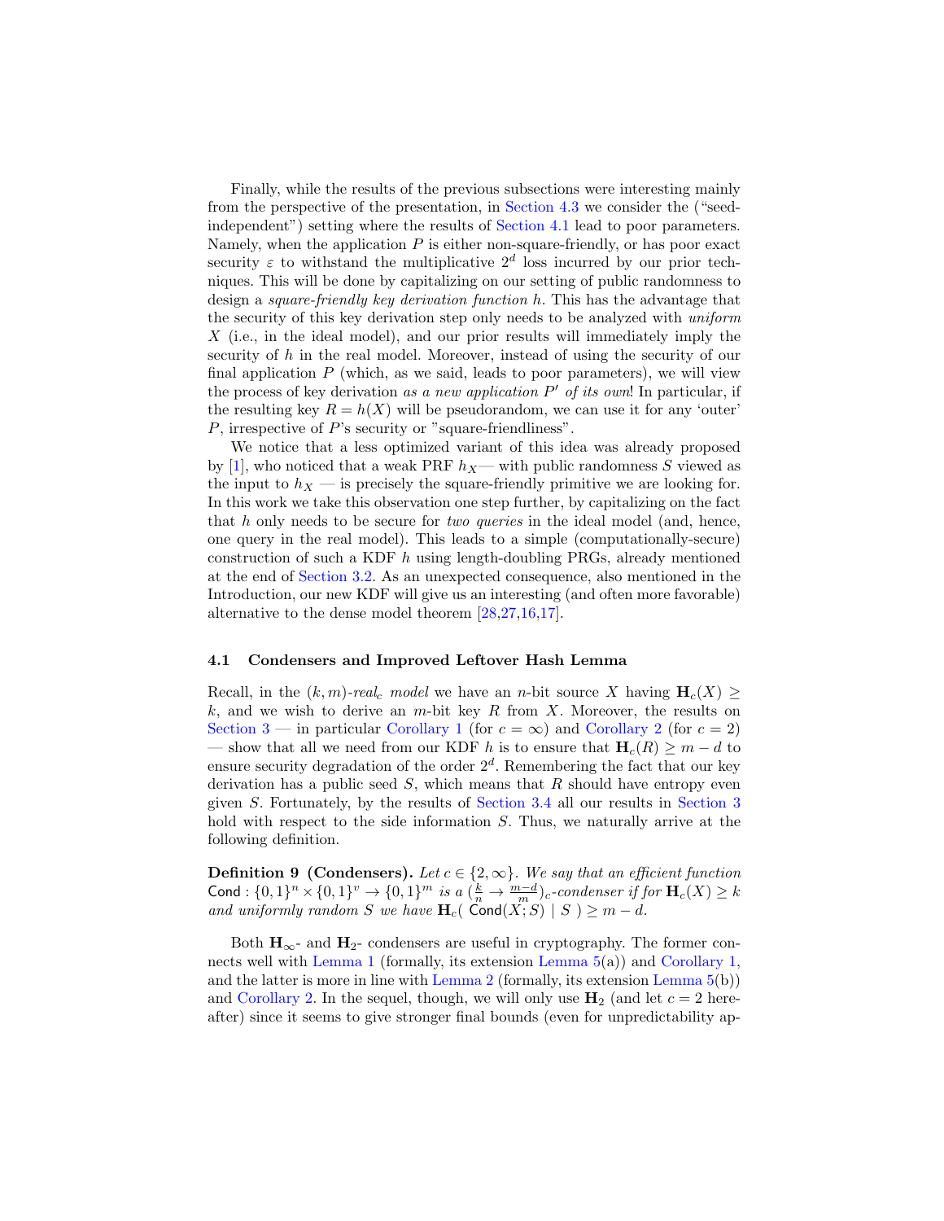Finally, while the results of the previous subsections were interesting mainly from the perspective of the presentation, in Section 4.3 we consider the ("seed-independent") setting where the results of Section 4.1 lead to poor parameters. Namely, when the application $P$ is either non-square-friendly, or has poor exact security $\varepsilon$ to withstand the multiplicative $2^d$ loss incurred by our prior techniques. This will be done by capitalizing on our setting of public randomness to design a *square-friendly key derivation function* $h$. This has the advantage that the security of this key derivation step only needs to be analyzed with *uniform* $X$ (i.e., in the ideal model), and our prior results will immediately imply the security of $h$ in the real model. Moreover, instead of using the security of our final application $P$ (which, as we said, leads to poor parameters), we will view the process of key derivation *as a new application $P'$ of its own*! In particular, if the resulting key $R = h(X)$ will be pseudorandom, we can use it for any 'outer' $P$, irrespective of $P$'s security or "square-friendliness".

We notice that a less optimized variant of this idea was already proposed by [1], who noticed that a weak PRF $h_X$— with public randomness $S$ viewed as the input to $h_X$ — is precisely the square-friendly primitive we are looking for. In this work we take this observation one step further, by capitalizing on the fact that $h$ only needs to be secure for *two queries* in the ideal model (and, hence, one query in the real model). This leads to a simple (computationally-secure) construction of such a KDF $h$ using length-doubling PRGs, already mentioned at the end of Section 3.2. As an unexpected consequence, also mentioned in the Introduction, our new KDF will give us an interesting (and often more favorable) alternative to the dense model theorem [28,27,16,17].

### 4.1 Condensers and Improved Leftover Hash Lemma

Recall, in the $(k, m)$-*real$_c$ model* we have an $n$-bit source $X$ having $\mathbf{H}_c(X) \geq k$, and we wish to derive an $m$-bit key $R$ from $X$. Moreover, the results on Section 3 — in particular Corollary 1 (for $c = \infty$) and Corollary 2 (for $c = 2$) — show that all we need from our KDF $h$ is to ensure that $\mathbf{H}_c(R) \geq m - d$ to ensure security degradation of the order $2^d$. Remembering the fact that our key derivation has a public seed $S$, which means that $R$ should have entropy even given $S$. Fortunately, by the results of Section 3.4 all our results in Section 3 hold with respect to the side information $S$. Thus, we naturally arrive at the following definition.

**Definition 9 (Condensers).** *Let $c \in \{2, \infty\}$. We say that an efficient function $\mathsf{Cond} : \{0,1\}^n \times \{0,1\}^v \to \{0,1\}^m$ is a $(\frac{k}{n} \to \frac{m-d}{m})_c$-condenser if for $\mathbf{H}_c(X) \geq k$ and uniformly random $S$ we have $\mathbf{H}_c(\ \mathsf{Cond}(X; S) \mid S\ ) \geq m - d$.*

Both $\mathbf{H}_\infty$- and $\mathbf{H}_2$- condensers are useful in cryptography. The former connects well with Lemma 1 (formally, its extension Lemma 5(a)) and Corollary 1, and the latter is more in line with Lemma 2 (formally, its extension Lemma 5(b)) and Corollary 2. In the sequel, though, we will only use $\mathbf{H}_2$ (and let $c = 2$ hereafter) since it seems to give stronger final bounds (even for unpredictability ap-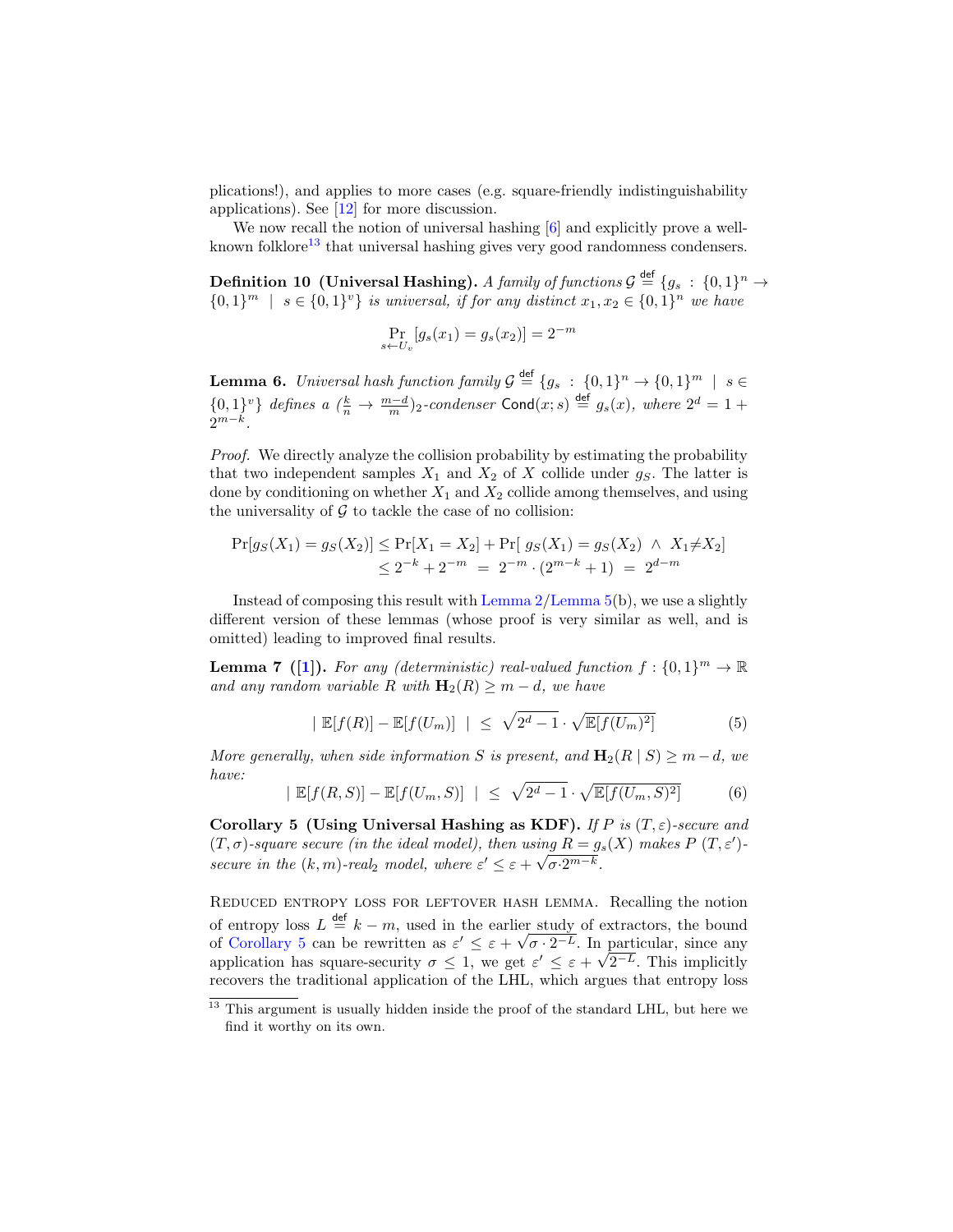plications!), and applies to more cases (e.g. square-friendly indistinguishability applications). See [12] for more discussion.

We now recall the notion of universal hashing [6] and explicitly prove a well-known folklore[13] that universal hashing gives very good randomness condensers.

**Definition 10 (Universal Hashing).** *A family of functions $\mathcal{G} \stackrel{\text{def}}{=} \{g_s : \{0,1\}^n \to \{0,1\}^m \mid s \in \{0,1\}^v\}$ is universal, if for any distinct $x_1, x_2 \in \{0,1\}^n$ we have*

$$\Pr_{s \leftarrow U_v}[g_s(x_1) = g_s(x_2)] = 2^{-m}$$

**Lemma 6.** *Universal hash function family $\mathcal{G} \stackrel{\text{def}}{=} \{g_s : \{0,1\}^n \to \{0,1\}^m \mid s \in \{0,1\}^v\}$ defines a $(\frac{k}{n} \to \frac{m-d}{m})_2$-condenser $\mathsf{Cond}(x; s) \stackrel{\text{def}}{=} g_s(x)$, where $2^d = 1 + 2^{m-k}$.*

*Proof.* We directly analyze the collision probability by estimating the probability that two independent samples $X_1$ and $X_2$ of $X$ collide under $g_S$. The latter is done by conditioning on whether $X_1$ and $X_2$ collide among themselves, and using the universality of $\mathcal{G}$ to tackle the case of no collision:

$$\begin{aligned}\Pr[g_S(X_1) = g_S(X_2)] &\leq \Pr[X_1 = X_2] + \Pr[\, g_S(X_1) = g_S(X_2) \ \wedge \ X_1 \neq X_2] \\ &\leq 2^{-k} + 2^{-m} \ = \ 2^{-m} \cdot (2^{m-k} + 1) \ = \ 2^{d-m}\end{aligned}$$

Instead of composing this result with Lemma 2/Lemma 5(b), we use a slightly different version of these lemmas (whose proof is very similar as well, and is omitted) leading to improved final results.

**Lemma 7 ([1]).** *For any (deterministic) real-valued function $f : \{0,1\}^m \to \mathbb{R}$ and any random variable $R$ with $\mathbf{H}_2(R) \geq m - d$, we have*

$$|\ \mathbb{E}[f(R)] - \mathbb{E}[f(U_m)]\ | \ \leq \ \sqrt{2^d - 1} \cdot \sqrt{\mathbb{E}[f(U_m)^2]} \tag{5}$$

*More generally, when side information $S$ is present, and $\mathbf{H}_2(R \mid S) \geq m - d$, we have:*

$$|\ \mathbb{E}[f(R,S)] - \mathbb{E}[f(U_m,S)]\ | \ \leq \ \sqrt{2^d - 1} \cdot \sqrt{\mathbb{E}[f(U_m,S)^2]} \tag{6}$$

**Corollary 5 (Using Universal Hashing as KDF).** *If $P$ is $(T, \varepsilon)$-secure and $(T, \sigma)$-square secure (in the ideal model), then using $R = g_s(X)$ makes $P$ $(T, \varepsilon')$-secure in the $(k, m)$-real$_2$ model, where $\varepsilon' \leq \varepsilon + \sqrt{\sigma \cdot 2^{m-k}}$.*

Reduced entropy loss for leftover hash lemma. Recalling the notion of entropy loss $L \stackrel{\text{def}}{=} k - m$, used in the earlier study of extractors, the bound of Corollary 5 can be rewritten as $\varepsilon' \leq \varepsilon + \sqrt{\sigma \cdot 2^{-L}}$. In particular, since any application has square-security $\sigma \leq 1$, we get $\varepsilon' \leq \varepsilon + \sqrt{2^{-L}}$. This implicitly recovers the traditional application of the LHL, which argues that entropy loss

[13] This argument is usually hidden inside the proof of the standard LHL, but here we find it worthy on its own.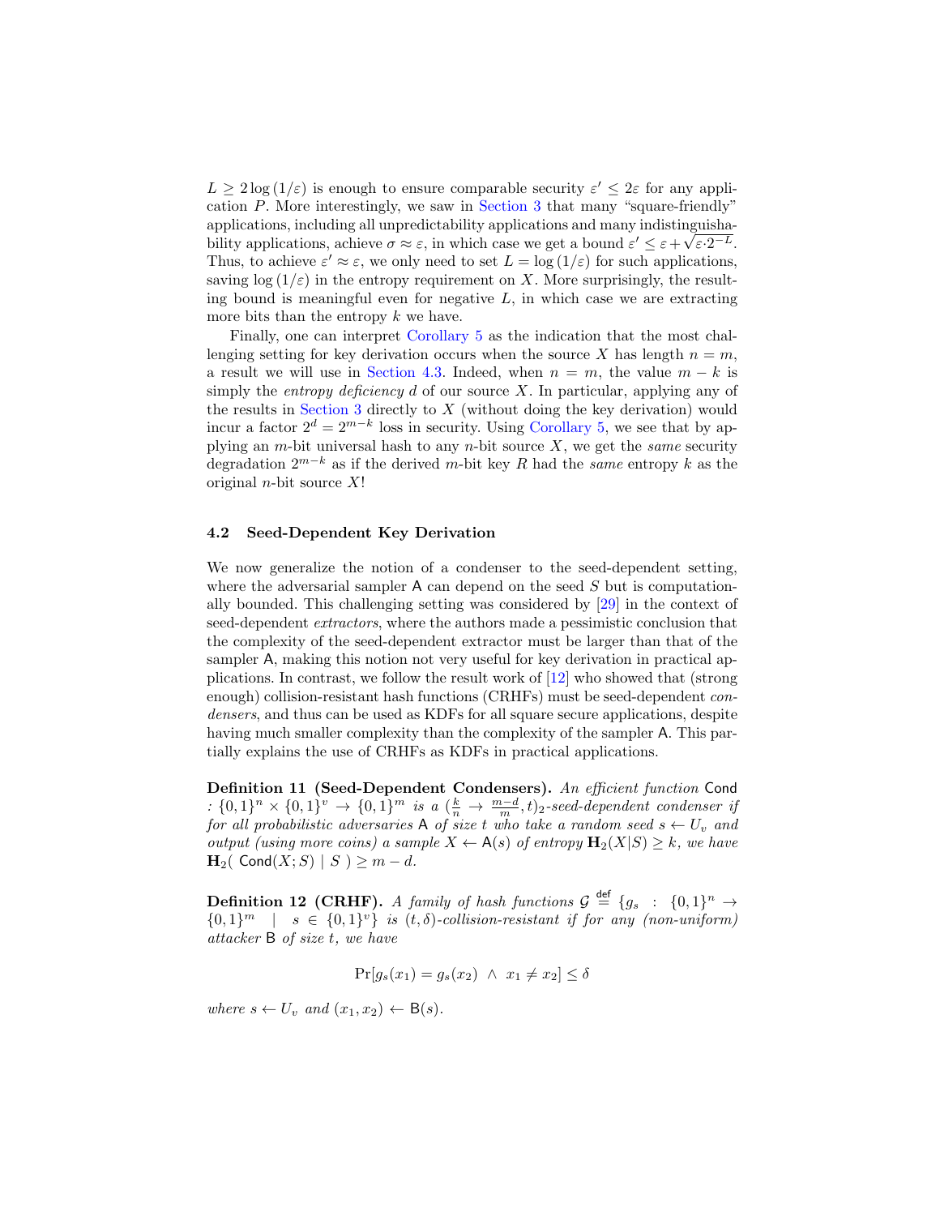$L \geq 2\log(1/\varepsilon)$ is enough to ensure comparable security $\varepsilon' \leq 2\varepsilon$ for any application $P$. More interestingly, we saw in Section 3 that many "square-friendly" applications, including all unpredictability applications and many indistinguishability applications, achieve $\sigma \approx \varepsilon$, in which case we get a bound $\varepsilon' \leq \varepsilon + \sqrt{\varepsilon \cdot 2^{-L}}$. Thus, to achieve $\varepsilon' \approx \varepsilon$, we only need to set $L = \log(1/\varepsilon)$ for such applications, saving $\log(1/\varepsilon)$ in the entropy requirement on $X$. More surprisingly, the resulting bound is meaningful even for negative $L$, in which case we are extracting more bits than the entropy $k$ we have.

Finally, one can interpret Corollary 5 as the indication that the most challenging setting for key derivation occurs when the source $X$ has length $n = m$, a result we will use in Section 4.3. Indeed, when $n = m$, the value $m - k$ is simply the *entropy deficiency* $d$ of our source $X$. In particular, applying any of the results in Section 3 directly to $X$ (without doing the key derivation) would incur a factor $2^d = 2^{m-k}$ loss in security. Using Corollary 5, we see that by applying an $m$-bit universal hash to any $n$-bit source $X$, we get the *same* security degradation $2^{m-k}$ as if the derived $m$-bit key $R$ had the *same* entropy $k$ as the original $n$-bit source $X$!

### 4.2 Seed-Dependent Key Derivation

We now generalize the notion of a condenser to the seed-dependent setting, where the adversarial sampler $\mathsf{A}$ can depend on the seed $S$ but is computationally bounded. This challenging setting was considered by [29] in the context of seed-dependent *extractors*, where the authors made a pessimistic conclusion that the complexity of the seed-dependent extractor must be larger than that of the sampler $\mathsf{A}$, making this notion not very useful for key derivation in practical applications. In contrast, we follow the result work of [12] who showed that (strong enough) collision-resistant hash functions (CRHFs) must be seed-dependent *condensers*, and thus can be used as KDFs for all square secure applications, despite having much smaller complexity than the complexity of the sampler $\mathsf{A}$. This partially explains the use of CRHFs as KDFs in practical applications.

**Definition 11 (Seed-Dependent Condensers).** *An efficient function* $\mathsf{Cond} : \{0,1\}^n \times \{0,1\}^v \to \{0,1\}^m$ *is a* $(\frac{k}{n} \to \frac{m-d}{m}, t)_2$*-seed-dependent condenser if for all probabilistic adversaries* $\mathsf{A}$ *of size* $t$ *who take a random seed* $s \leftarrow U_v$ *and output (using more coins) a sample* $X \leftarrow \mathsf{A}(s)$ *of entropy* $\mathbf{H}_2(X|S) \geq k$*, we have* $\mathbf{H}_2(\ \mathsf{Cond}(X;S)\ |\ S\ ) \geq m - d$.

**Definition 12 (CRHF).** *A family of hash functions* $\mathcal{G} \stackrel{\mathsf{def}}{=} \{g_s : \{0,1\}^n \to \{0,1\}^m \mid s \in \{0,1\}^v\}$ *is* $(t, \delta)$*-collision-resistant if for any (non-uniform) attacker* $\mathsf{B}$ *of size* $t$*, we have*

$$\Pr[g_s(x_1) = g_s(x_2)\ \wedge\ x_1 \neq x_2] \leq \delta$$

*where* $s \leftarrow U_v$ *and* $(x_1, x_2) \leftarrow \mathsf{B}(s)$.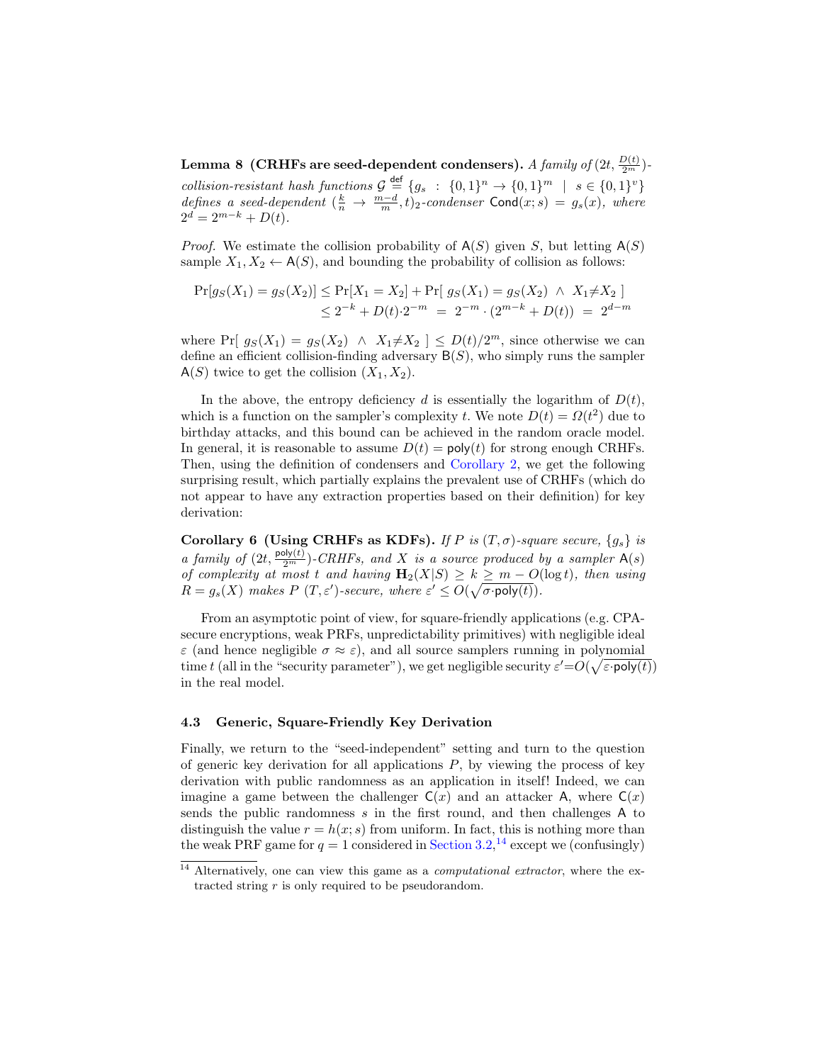**Lemma 8 (CRHFs are seed-dependent condensers).** *A family of* $(2t, \frac{D(t)}{2^m})$*-collision-resistant hash functions* $\mathcal{G} \stackrel{\mathsf{def}}{=} \{g_s \ : \ \{0,1\}^n \to \{0,1\}^m \ \mid \ s \in \{0,1\}^v\}$ *defines a seed-dependent* $(\frac{k}{n} \to \frac{m-d}{m}, t)_2$*-condenser* $\mathsf{Cond}(x; s) = g_s(x)$*, where* $2^d = 2^{m-k} + D(t)$.

*Proof.* We estimate the collision probability of $\mathsf{A}(S)$ given $S$, but letting $\mathsf{A}(S)$ sample $X_1, X_2 \leftarrow \mathsf{A}(S)$, and bounding the probability of collision as follows:

$$\begin{aligned}\Pr[g_S(X_1) = g_S(X_2)] &\le \Pr[X_1 = X_2] + \Pr[\ g_S(X_1) = g_S(X_2) \ \wedge \ X_1 \neq X_2\ ] \\ &\le 2^{-k} + D(t) \cdot 2^{-m} \ = \ 2^{-m} \cdot (2^{m-k} + D(t)) \ = \ 2^{d-m}\end{aligned}$$

where $\Pr[\ g_S(X_1) = g_S(X_2) \ \wedge \ X_1 \neq X_2\ ] \le D(t)/2^m$, since otherwise we can define an efficient collision-finding adversary $\mathsf{B}(S)$, who simply runs the sampler $\mathsf{A}(S)$ twice to get the collision $(X_1, X_2)$.

In the above, the entropy deficiency $d$ is essentially the logarithm of $D(t)$, which is a function on the sampler's complexity $t$. We note $D(t) = \Omega(t^2)$ due to birthday attacks, and this bound can be achieved in the random oracle model. In general, it is reasonable to assume $D(t) = \mathsf{poly}(t)$ for strong enough CRHFs. Then, using the definition of condensers and Corollary 2, we get the following surprising result, which partially explains the prevalent use of CRHFs (which do not appear to have any extraction properties based on their definition) for key derivation:

**Corollary 6 (Using CRHFs as KDFs).** *If* $P$ *is* $(T, \sigma)$*-square secure,* $\{g_s\}$ *is a family of* $(2t, \frac{\mathsf{poly}(t)}{2^m})$*-CRHFs, and* $X$ *is a source produced by a sampler* $\mathsf{A}(s)$ *of complexity at most* $t$ *and having* $\mathbf{H}_2(X|S) \ge k \ge m - O(\log t)$*, then using* $R = g_s(X)$ *makes* $P$ $(T, \varepsilon')$*-secure, where* $\varepsilon' \le O(\sqrt{\sigma \cdot \mathsf{poly}(t)})$.

From an asymptotic point of view, for square-friendly applications (e.g. CPA-secure encryptions, weak PRFs, unpredictability primitives) with negligible ideal $\varepsilon$ (and hence negligible $\sigma \approx \varepsilon$), and all source samplers running in polynomial time $t$ (all in the "security parameter"), we get negligible security $\varepsilon' = O(\sqrt{\varepsilon \cdot \mathsf{poly}(t)})$ in the real model.

### 4.3 Generic, Square-Friendly Key Derivation

Finally, we return to the "seed-independent" setting and turn to the question of generic key derivation for all applications $P$, by viewing the process of key derivation with public randomness as an application in itself! Indeed, we can imagine a game between the challenger $\mathsf{C}(x)$ and an attacker $\mathsf{A}$, where $\mathsf{C}(x)$ sends the public randomness $s$ in the first round, and then challenges $\mathsf{A}$ to distinguish the value $r = h(x; s)$ from uniform. In fact, this is nothing more than the weak PRF game for $q = 1$ considered in Section 3.2,[14] except we (confusingly)

[14] Alternatively, one can view this game as a *computational extractor*, where the extracted string $r$ is only required to be pseudorandom.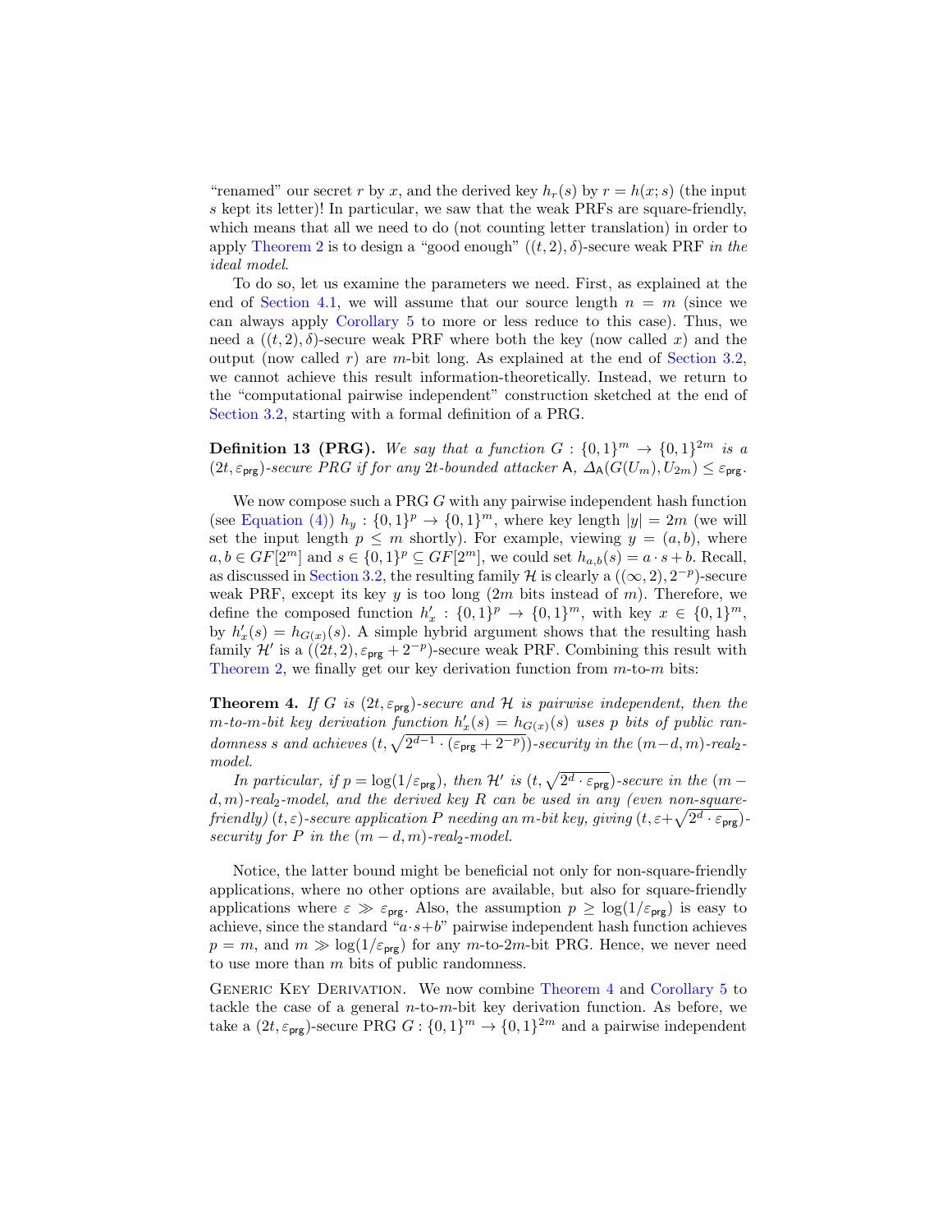"renamed" our secret $r$ by $x$, and the derived key $h_r(s)$ by $r = h(x; s)$ (the input $s$ kept its letter)! In particular, we saw that the weak PRFs are square-friendly, which means that all we need to do (not counting letter translation) in order to apply Theorem 2 is to design a "good enough" $((t, 2), \delta)$-secure weak PRF *in the ideal model*.

To do so, let us examine the parameters we need. First, as explained at the end of Section 4.1, we will assume that our source length $n = m$ (since we can always apply Corollary 5 to more or less reduce to this case). Thus, we need a $((t, 2), \delta)$-secure weak PRF where both the key (now called $x$) and the output (now called $r$) are $m$-bit long. As explained at the end of Section 3.2, we cannot achieve this result information-theoretically. Instead, we return to the "computational pairwise independent" construction sketched at the end of Section 3.2, starting with a formal definition of a PRG.

**Definition 13 (PRG).** *We say that a function $G : \{0,1\}^m \to \{0,1\}^{2m}$ is a $(2t, \varepsilon_{\mathsf{prg}})$-secure PRG if for any $2t$-bounded attacker $\mathsf{A}$, $\Delta_{\mathsf{A}}(G(U_m), U_{2m}) \le \varepsilon_{\mathsf{prg}}$.*

We now compose such a PRG $G$ with any pairwise independent hash function (see Equation (4)) $h_y : \{0,1\}^p \to \{0,1\}^m$, where key length $|y| = 2m$ (we will set the input length $p \le m$ shortly). For example, viewing $y = (a, b)$, where $a, b \in GF[2^m]$ and $s \in \{0,1\}^p \subseteq GF[2^m]$, we could set $h_{a,b}(s) = a \cdot s + b$. Recall, as discussed in Section 3.2, the resulting family $\mathcal{H}$ is clearly a $((\infty, 2), 2^{-p})$-secure weak PRF, except its key $y$ is too long ($2m$ bits instead of $m$). Therefore, we define the composed function $h'_x : \{0,1\}^p \to \{0,1\}^m$, with key $x \in \{0,1\}^m$, by $h'_x(s) = h_{G(x)}(s)$. A simple hybrid argument shows that the resulting hash family $\mathcal{H}'$ is a $((2t, 2), \varepsilon_{\mathsf{prg}} + 2^{-p})$-secure weak PRF. Combining this result with Theorem 2, we finally get our key derivation function from $m$-to-$m$ bits:

**Theorem 4.** *If $G$ is $(2t, \varepsilon_{\mathsf{prg}})$-secure and $\mathcal{H}$ is pairwise independent, then the $m$-to-$m$-bit key derivation function $h'_x(s) = h_{G(x)}(s)$ uses $p$ bits of public randomness $s$ and achieves $(t, \sqrt{2^{d-1} \cdot (\varepsilon_{\mathsf{prg}} + 2^{-p})})$-security in the $(m-d, m)$-real$_2$-model.*

*In particular, if $p = \log(1/\varepsilon_{\mathsf{prg}})$, then $\mathcal{H}'$ is $(t, \sqrt{2^d \cdot \varepsilon_{\mathsf{prg}}})$-secure in the $(m - d, m)$-real$_2$-model, and the derived key $R$ can be used in any (even non-square-friendly) $(t, \varepsilon)$-secure application $P$ needing an $m$-bit key, giving $(t, \varepsilon + \sqrt{2^d \cdot \varepsilon_{\mathsf{prg}}})$-security for $P$ in the $(m - d, m)$-real$_2$-model.*

Notice, the latter bound might be beneficial not only for non-square-friendly applications, where no other options are available, but also for square-friendly applications where $\varepsilon \gg \varepsilon_{\mathsf{prg}}$. Also, the assumption $p \ge \log(1/\varepsilon_{\mathsf{prg}})$ is easy to achieve, since the standard "$a \cdot s + b$" pairwise independent hash function achieves $p = m$, and $m \gg \log(1/\varepsilon_{\mathsf{prg}})$ for any $m$-to-$2m$-bit PRG. Hence, we never need to use more than $m$ bits of public randomness.

Generic Key Derivation. We now combine Theorem 4 and Corollary 5 to tackle the case of a general $n$-to-$m$-bit key derivation function. As before, we take a $(2t, \varepsilon_{\mathsf{prg}})$-secure PRG $G : \{0,1\}^m \to \{0,1\}^{2m}$ and a pairwise independent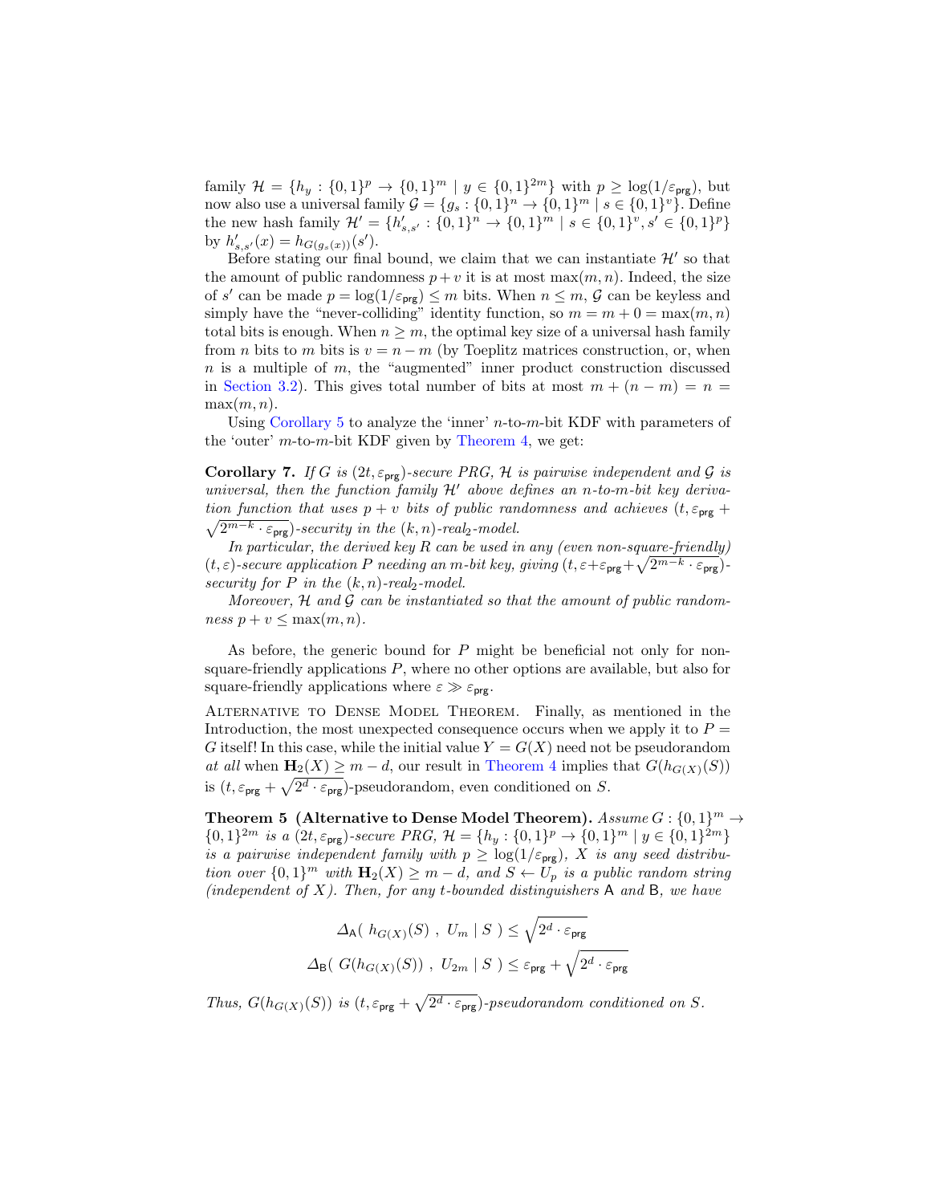family $\mathcal{H} = \{h_y : \{0,1\}^p \to \{0,1\}^m \mid y \in \{0,1\}^{2m}\}$ with $p \geq \log(1/\varepsilon_{\mathsf{prg}})$, but now also use a universal family $\mathcal{G} = \{g_s : \{0,1\}^n \to \{0,1\}^m \mid s \in \{0,1\}^v\}$. Define the new hash family $\mathcal{H}' = \{h'_{s,s'} : \{0,1\}^n \to \{0,1\}^m \mid s \in \{0,1\}^v, s' \in \{0,1\}^p\}$ by $h'_{s,s'}(x) = h_{G(g_s(x))}(s')$.

Before stating our final bound, we claim that we can instantiate $\mathcal{H}'$ so that the amount of public randomness $p+v$ it is at most $\max(m,n)$. Indeed, the size of $s'$ can be made $p = \log(1/\varepsilon_{\mathsf{prg}}) \leq m$ bits. When $n \leq m$, $\mathcal{G}$ can be keyless and simply have the "never-colliding" identity function, so $m = m + 0 = \max(m,n)$ total bits is enough. When $n \geq m$, the optimal key size of a universal hash family from $n$ bits to $m$ bits is $v = n - m$ (by Toeplitz matrices construction, or, when $n$ is a multiple of $m$, the "augmented" inner product construction discussed in Section 3.2). This gives total number of bits at most $m + (n-m) = n = \max(m,n)$.

Using Corollary 5 to analyze the 'inner' $n$-to-$m$-bit KDF with parameters of the 'outer' $m$-to-$m$-bit KDF given by Theorem 4, we get:

**Corollary 7.** *If $G$ is $(2t, \varepsilon_{\mathsf{prg}})$-secure PRG, $\mathcal{H}$ is pairwise independent and $\mathcal{G}$ is universal, then the function family $\mathcal{H}'$ above defines an $n$-to-$m$-bit key derivation function that uses $p+v$ bits of public randomness and achieves $(t, \varepsilon_{\mathsf{prg}} + \sqrt{2^{m-k} \cdot \varepsilon_{\mathsf{prg}}})$-security in the $(k,n)$-real$_2$-model.*

*In particular, the derived key $R$ can be used in any (even non-square-friendly) $(t,\varepsilon)$-secure application $P$ needing an $m$-bit key, giving $(t, \varepsilon + \varepsilon_{\mathsf{prg}} + \sqrt{2^{m-k} \cdot \varepsilon_{\mathsf{prg}}})$-security for $P$ in the $(k,n)$-real$_2$-model.*

*Moreover, $\mathcal{H}$ and $\mathcal{G}$ can be instantiated so that the amount of public randomness $p + v \leq \max(m,n)$.*

As before, the generic bound for $P$ might be beneficial not only for non-square-friendly applications $P$, where no other options are available, but also for square-friendly applications where $\varepsilon \gg \varepsilon_{\mathsf{prg}}$.

Alternative to Dense Model Theorem. Finally, as mentioned in the Introduction, the most unexpected consequence occurs when we apply it to $P = G$ itself! In this case, while the initial value $Y = G(X)$ need not be pseudorandom *at all* when $\mathbf{H}_2(X) \geq m - d$, our result in Theorem 4 implies that $G(h_{G(X)}(S))$ is $(t, \varepsilon_{\mathsf{prg}} + \sqrt{2^d \cdot \varepsilon_{\mathsf{prg}}})$-pseudorandom, even conditioned on $S$.

**Theorem 5 (Alternative to Dense Model Theorem).** *Assume $G : \{0,1\}^m \to \{0,1\}^{2m}$ is a $(2t, \varepsilon_{\mathsf{prg}})$-secure PRG, $\mathcal{H} = \{h_y : \{0,1\}^p \to \{0,1\}^m \mid y \in \{0,1\}^{2m}\}$ is a pairwise independent family with $p \geq \log(1/\varepsilon_{\mathsf{prg}})$, $X$ is any seed distribution over $\{0,1\}^m$ with $\mathbf{H}_2(X) \geq m - d$, and $S \leftarrow U_p$ is a public random string (independent of $X$). Then, for any $t$-bounded distinguishers $\mathsf{A}$ and $\mathsf{B}$, we have*

$$\Delta_{\mathsf{A}}(\ h_{G(X)}(S)\ ,\ U_m \mid S\ ) \leq \sqrt{2^d \cdot \varepsilon_{\mathsf{prg}}}$$

$$\Delta_{\mathsf{B}}(\ G(h_{G(X)}(S))\ ,\ U_{2m} \mid S\ ) \leq \varepsilon_{\mathsf{prg}} + \sqrt{2^d \cdot \varepsilon_{\mathsf{prg}}}$$

*Thus, $G(h_{G(X)}(S))$ is $(t, \varepsilon_{\mathsf{prg}} + \sqrt{2^d \cdot \varepsilon_{\mathsf{prg}}})$-pseudorandom conditioned on $S$.*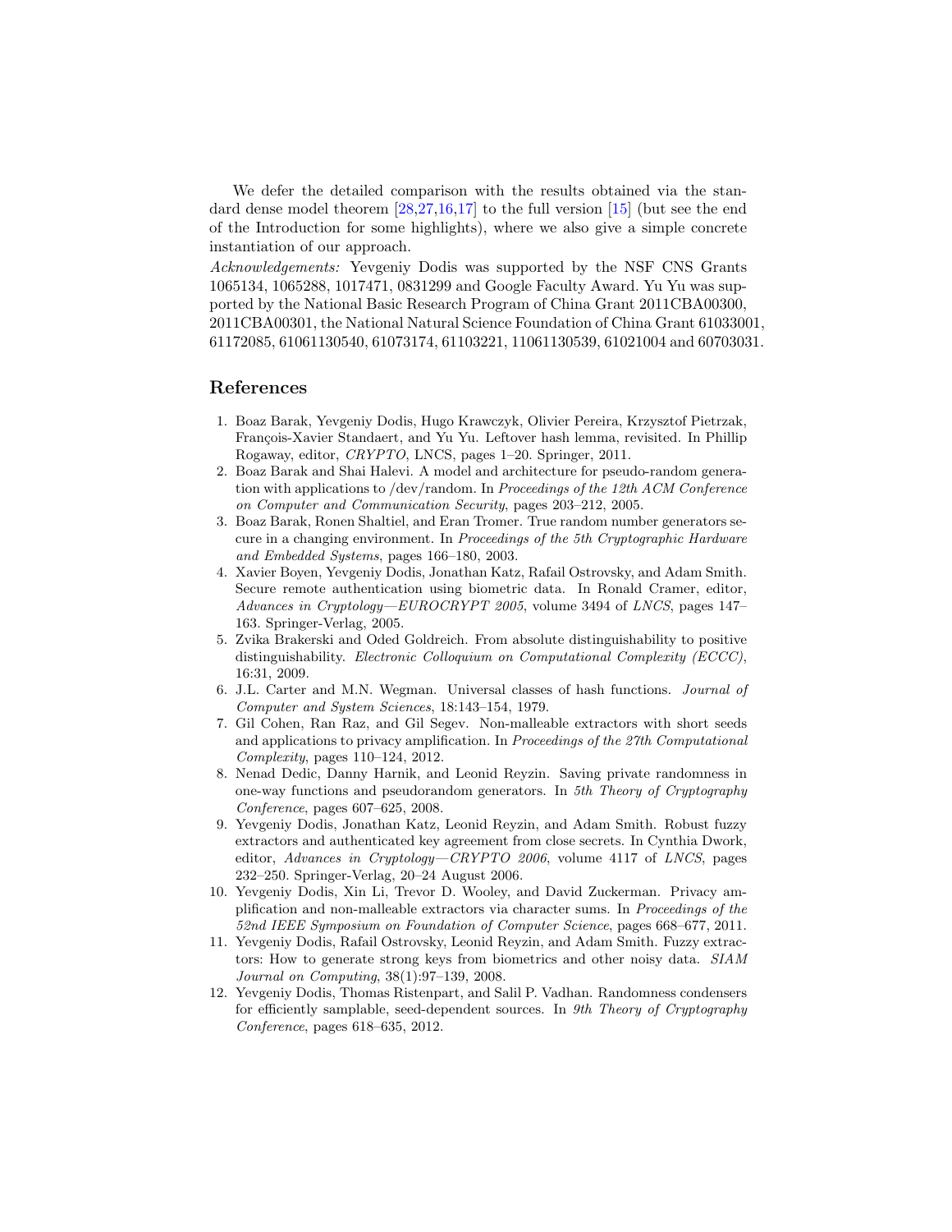We defer the detailed comparison with the results obtained via the standard dense model theorem [28,27,16,17] to the full version [15] (but see the end of the Introduction for some highlights), where we also give a simple concrete instantiation of our approach.

*Acknowledgements:* Yevgeniy Dodis was supported by the NSF CNS Grants 1065134, 1065288, 1017471, 0831299 and Google Faculty Award. Yu Yu was supported by the National Basic Research Program of China Grant 2011CBA00300, 2011CBA00301, the National Natural Science Foundation of China Grant 61033001, 61172085, 61061130540, 61073174, 61103221, 11061130539, 61021004 and 60703031.

## References

1. Boaz Barak, Yevgeniy Dodis, Hugo Krawczyk, Olivier Pereira, Krzysztof Pietrzak, François-Xavier Standaert, and Yu Yu. Leftover hash lemma, revisited. In Phillip Rogaway, editor, *CRYPTO*, LNCS, pages 1–20. Springer, 2011.
2. Boaz Barak and Shai Halevi. A model and architecture for pseudo-random generation with applications to /dev/random. In *Proceedings of the 12th ACM Conference on Computer and Communication Security*, pages 203–212, 2005.
3. Boaz Barak, Ronen Shaltiel, and Eran Tromer. True random number generators secure in a changing environment. In *Proceedings of the 5th Cryptographic Hardware and Embedded Systems*, pages 166–180, 2003.
4. Xavier Boyen, Yevgeniy Dodis, Jonathan Katz, Rafail Ostrovsky, and Adam Smith. Secure remote authentication using biometric data. In Ronald Cramer, editor, *Advances in Cryptology—EUROCRYPT 2005*, volume 3494 of *LNCS*, pages 147–163. Springer-Verlag, 2005.
5. Zvika Brakerski and Oded Goldreich. From absolute distinguishability to positive distinguishability. *Electronic Colloquium on Computational Complexity (ECCC)*, 16:31, 2009.
6. J.L. Carter and M.N. Wegman. Universal classes of hash functions. *Journal of Computer and System Sciences*, 18:143–154, 1979.
7. Gil Cohen, Ran Raz, and Gil Segev. Non-malleable extractors with short seeds and applications to privacy amplification. In *Proceedings of the 27th Computational Complexity*, pages 110–124, 2012.
8. Nenad Dedic, Danny Harnik, and Leonid Reyzin. Saving private randomness in one-way functions and pseudorandom generators. In *5th Theory of Cryptography Conference*, pages 607–625, 2008.
9. Yevgeniy Dodis, Jonathan Katz, Leonid Reyzin, and Adam Smith. Robust fuzzy extractors and authenticated key agreement from close secrets. In Cynthia Dwork, editor, *Advances in Cryptology—CRYPTO 2006*, volume 4117 of *LNCS*, pages 232–250. Springer-Verlag, 20–24 August 2006.
10. Yevgeniy Dodis, Xin Li, Trevor D. Wooley, and David Zuckerman. Privacy amplification and non-malleable extractors via character sums. In *Proceedings of the 52nd IEEE Symposium on Foundation of Computer Science*, pages 668–677, 2011.
11. Yevgeniy Dodis, Rafail Ostrovsky, Leonid Reyzin, and Adam Smith. Fuzzy extractors: How to generate strong keys from biometrics and other noisy data. *SIAM Journal on Computing*, 38(1):97–139, 2008.
12. Yevgeniy Dodis, Thomas Ristenpart, and Salil P. Vadhan. Randomness condensers for efficiently samplable, seed-dependent sources. In *9th Theory of Cryptography Conference*, pages 618–635, 2012.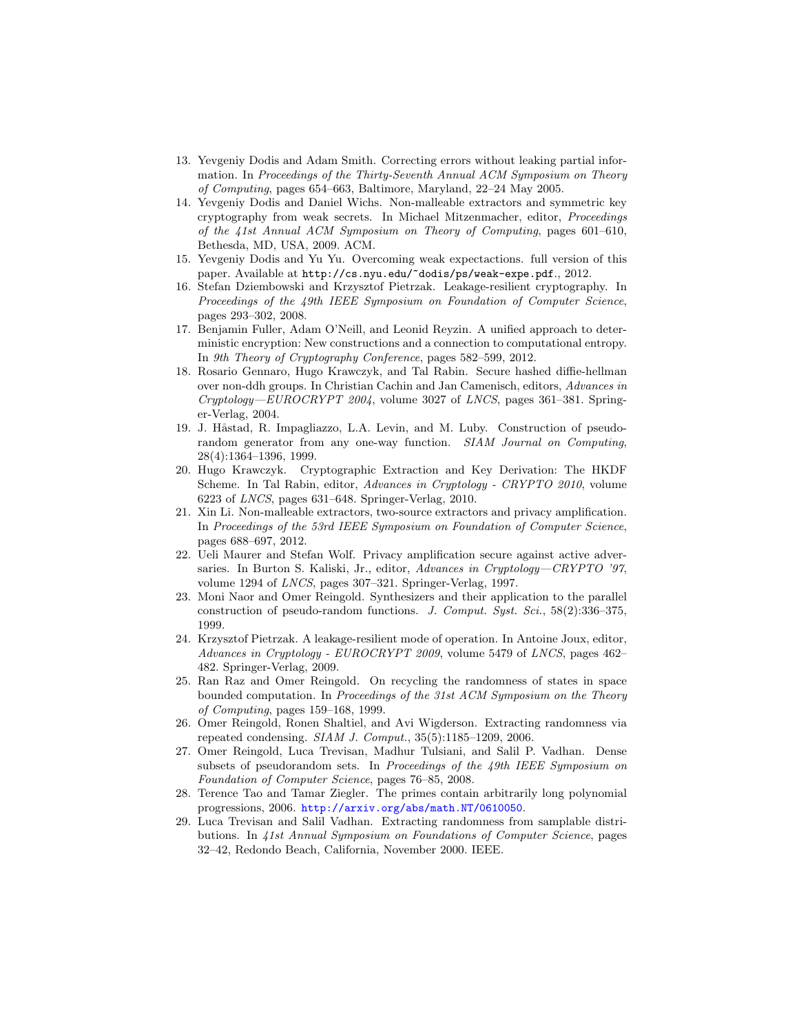13. Yevgeniy Dodis and Adam Smith. Correcting errors without leaking partial information. In *Proceedings of the Thirty-Seventh Annual ACM Symposium on Theory of Computing*, pages 654–663, Baltimore, Maryland, 22–24 May 2005.
14. Yevgeniy Dodis and Daniel Wichs. Non-malleable extractors and symmetric key cryptography from weak secrets. In Michael Mitzenmacher, editor, *Proceedings of the 41st Annual ACM Symposium on Theory of Computing*, pages 601–610, Bethesda, MD, USA, 2009. ACM.
15. Yevgeniy Dodis and Yu Yu. Overcoming weak expectactions. full version of this paper. Available at `http://cs.nyu.edu/~dodis/ps/weak-expe.pdf`., 2012.
16. Stefan Dziembowski and Krzysztof Pietrzak. Leakage-resilient cryptography. In *Proceedings of the 49th IEEE Symposium on Foundation of Computer Science*, pages 293–302, 2008.
17. Benjamin Fuller, Adam O'Neill, and Leonid Reyzin. A unified approach to deterministic encryption: New constructions and a connection to computational entropy. In *9th Theory of Cryptography Conference*, pages 582–599, 2012.
18. Rosario Gennaro, Hugo Krawczyk, and Tal Rabin. Secure hashed diffie-hellman over non-ddh groups. In Christian Cachin and Jan Camenisch, editors, *Advances in Cryptology—EUROCRYPT 2004*, volume 3027 of *LNCS*, pages 361–381. Springer-Verlag, 2004.
19. J. Håstad, R. Impagliazzo, L.A. Levin, and M. Luby. Construction of pseudorandom generator from any one-way function. *SIAM Journal on Computing*, 28(4):1364–1396, 1999.
20. Hugo Krawczyk. Cryptographic Extraction and Key Derivation: The HKDF Scheme. In Tal Rabin, editor, *Advances in Cryptology - CRYPTO 2010*, volume 6223 of *LNCS*, pages 631–648. Springer-Verlag, 2010.
21. Xin Li. Non-malleable extractors, two-source extractors and privacy amplification. In *Proceedings of the 53rd IEEE Symposium on Foundation of Computer Science*, pages 688–697, 2012.
22. Ueli Maurer and Stefan Wolf. Privacy amplification secure against active adversaries. In Burton S. Kaliski, Jr., editor, *Advances in Cryptology—CRYPTO '97*, volume 1294 of *LNCS*, pages 307–321. Springer-Verlag, 1997.
23. Moni Naor and Omer Reingold. Synthesizers and their application to the parallel construction of pseudo-random functions. *J. Comput. Syst. Sci.*, 58(2):336–375, 1999.
24. Krzysztof Pietrzak. A leakage-resilient mode of operation. In Antoine Joux, editor, *Advances in Cryptology - EUROCRYPT 2009*, volume 5479 of *LNCS*, pages 462–482. Springer-Verlag, 2009.
25. Ran Raz and Omer Reingold. On recycling the randomness of states in space bounded computation. In *Proceedings of the 31st ACM Symposium on the Theory of Computing*, pages 159–168, 1999.
26. Omer Reingold, Ronen Shaltiel, and Avi Wigderson. Extracting randomness via repeated condensing. *SIAM J. Comput.*, 35(5):1185–1209, 2006.
27. Omer Reingold, Luca Trevisan, Madhur Tulsiani, and Salil P. Vadhan. Dense subsets of pseudorandom sets. In *Proceedings of the 49th IEEE Symposium on Foundation of Computer Science*, pages 76–85, 2008.
28. Terence Tao and Tamar Ziegler. The primes contain arbitrarily long polynomial progressions, 2006. `http://arxiv.org/abs/math.NT/0610050`.
29. Luca Trevisan and Salil Vadhan. Extracting randomness from samplable distributions. In *41st Annual Symposium on Foundations of Computer Science*, pages 32–42, Redondo Beach, California, November 2000. IEEE.